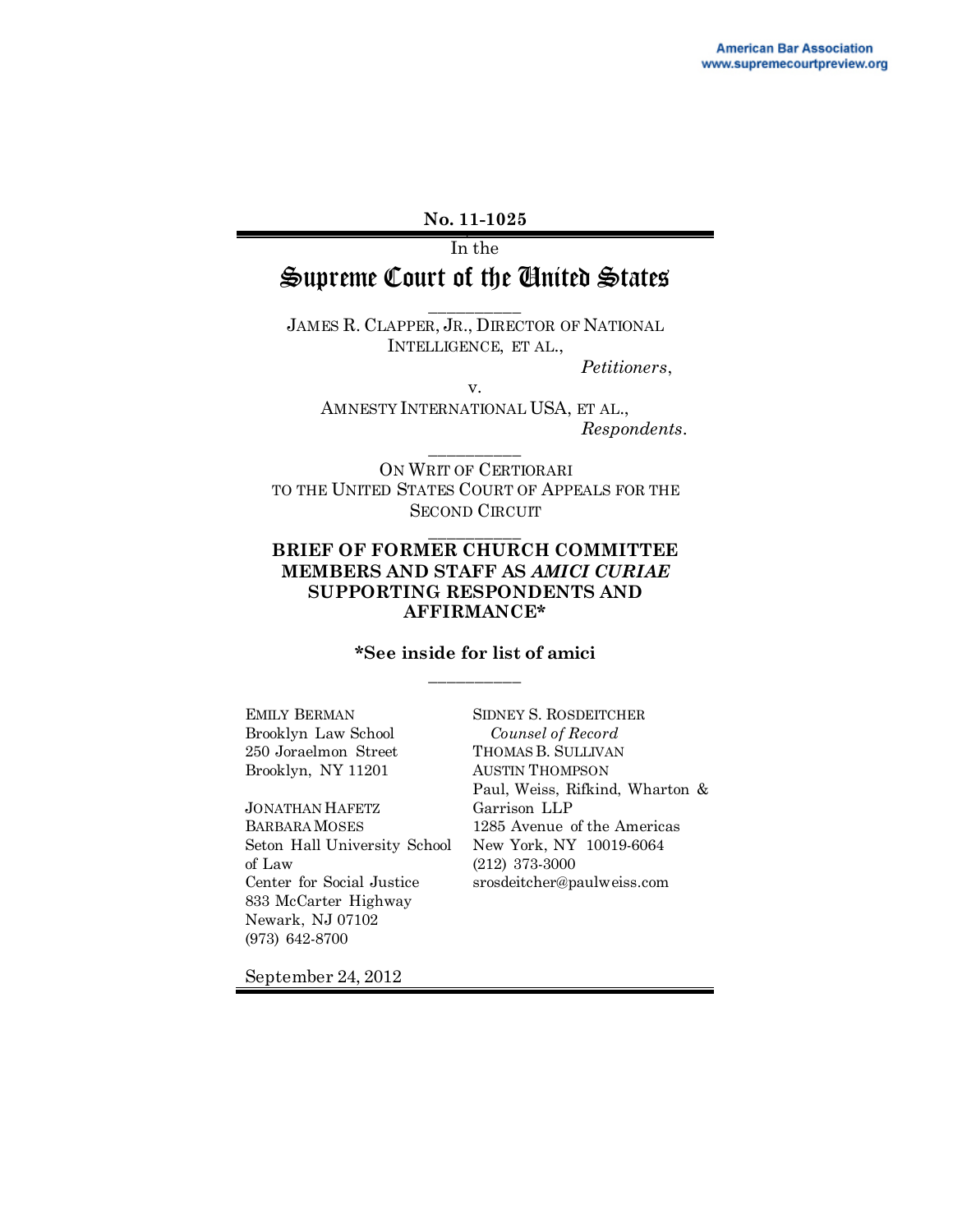No. 11-1025

In the

# Supreme Court of the United States

JAMES R. CLAPPER, JR., DIRECTOR OF NATIONAL INTELLIGENCE, ET AL.,

*Petitioners*,

v.

AMNESTY INTERNATIONAL USA, ET AL.,

*Respondents*.

ON WRIT OF CERTIORARI TO THE UNITED STATES COURT OF APPEALS FOR THE SECOND CIRCUIT

**BRIEF OF FORMER CHURCH COMMITTEE MEMBERS AND STAFF AS *AMICI CURIAE* SUPPORTING RESPONDENTS AND AFFIRMANCE***

***See inside for list of amici**

EMILY BERMAN
Brooklyn Law School
250 Joraelmon Street
Brooklyn, NY 11201

JONATHAN HAFETZ
BARBARA MOSES
Seton Hall University School of Law
Center for Social Justice
833 McCarter Highway
Newark, NJ 07102
(973) 642-8700

SIDNEY S. ROSDEITCHER
*Counsel of Record*
THOMAS B. SULLIVAN
AUSTIN THOMPSON
Paul, Weiss, Rifkind, Wharton & Garrison LLP
1285 Avenue of the Americas
New York, NY 10019-6064
(212) 373-3000
srosdeitcher@paulweiss.com

September 24, 2012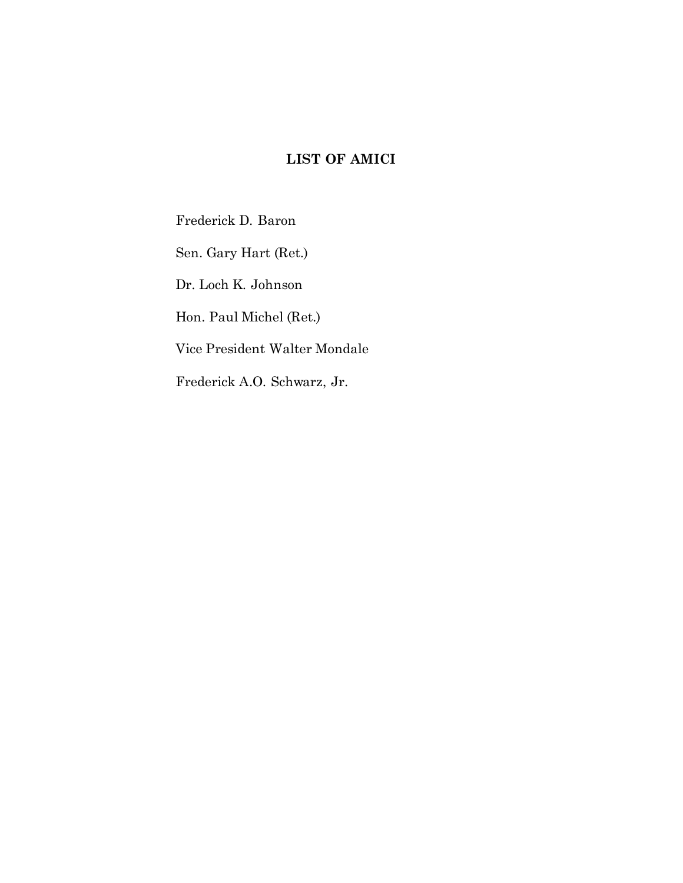## LIST OF AMICI

Frederick D. Baron

Sen. Gary Hart (Ret.)

Dr. Loch K. Johnson

Hon. Paul Michel (Ret.)

Vice President Walter Mondale

Frederick A.O. Schwarz, Jr.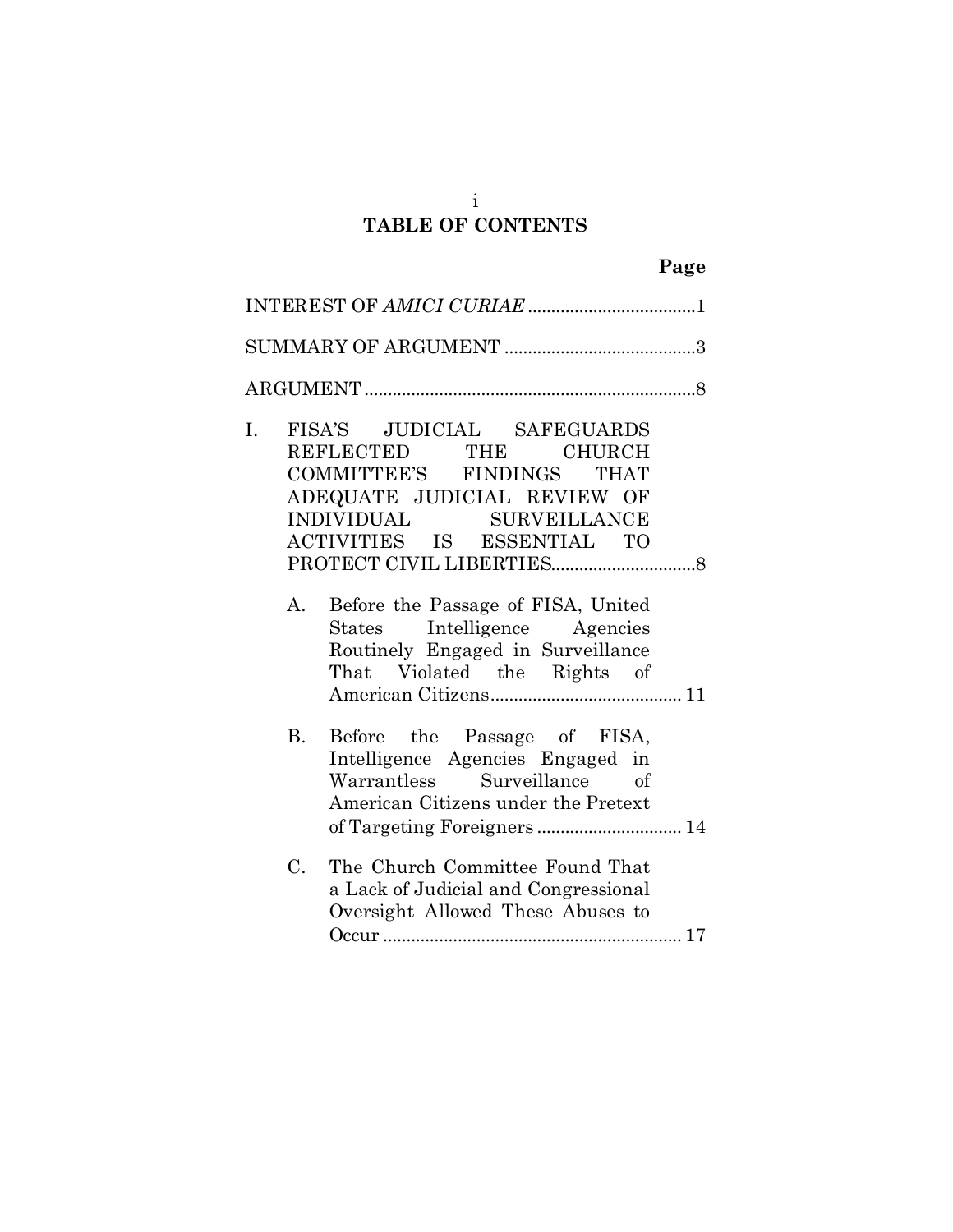# TABLE OF CONTENTS

| | Page |
|---|---|
| INTEREST OF *AMICI CURIAE* | 1 |
| SUMMARY OF ARGUMENT | 3 |
| ARGUMENT | 8 |
| I. FISA'S JUDICIAL SAFEGUARDS REFLECTED THE CHURCH COMMITTEE'S FINDINGS THAT ADEQUATE JUDICIAL REVIEW OF INDIVIDUAL SURVEILLANCE ACTIVITIES IS ESSENTIAL TO PROTECT CIVIL LIBERTIES | 8 |
| A. Before the Passage of FISA, United States Intelligence Agencies Routinely Engaged in Surveillance That Violated the Rights of American Citizens | 11 |
| B. Before the Passage of FISA, Intelligence Agencies Engaged in Warrantless Surveillance of American Citizens under the Pretext of Targeting Foreigners | 14 |
| C. The Church Committee Found That a Lack of Judicial and Congressional Oversight Allowed These Abuses to Occur | 17 |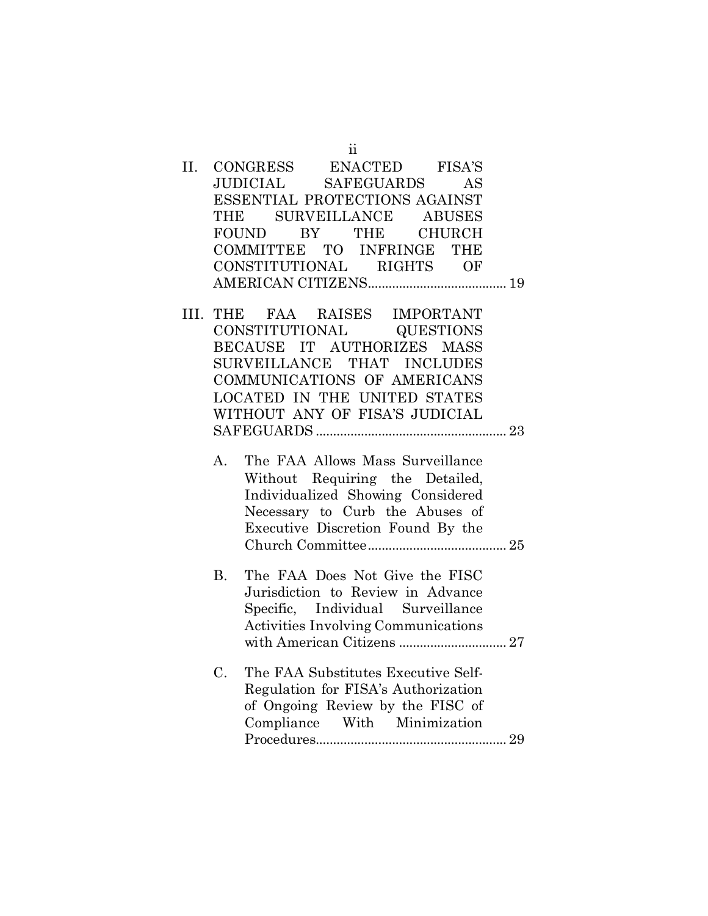II. CONGRESS ENACTED FISA'S JUDICIAL SAFEGUARDS AS ESSENTIAL PROTECTIONS AGAINST THE SURVEILLANCE ABUSES FOUND BY THE CHURCH COMMITTEE TO INFRINGE THE CONSTITUTIONAL RIGHTS OF AMERICAN CITIZENS........................................ 19

III. THE FAA RAISES IMPORTANT CONSTITUTIONAL QUESTIONS BECAUSE IT AUTHORIZES MASS SURVEILLANCE THAT INCLUDES COMMUNICATIONS OF AMERICANS LOCATED IN THE UNITED STATES WITHOUT ANY OF FISA'S JUDICIAL SAFEGUARDS ....................................................... 23

A. The FAA Allows Mass Surveillance Without Requiring the Detailed, Individualized Showing Considered Necessary to Curb the Abuses of Executive Discretion Found By the Church Committee........................................ 25

B. The FAA Does Not Give the FISC Jurisdiction to Review in Advance Specific, Individual Surveillance Activities Involving Communications with American Citizens ............................... 27

C. The FAA Substitutes Executive Self-Regulation for FISA's Authorization of Ongoing Review by the FISC of Compliance With Minimization Procedures....................................................... 29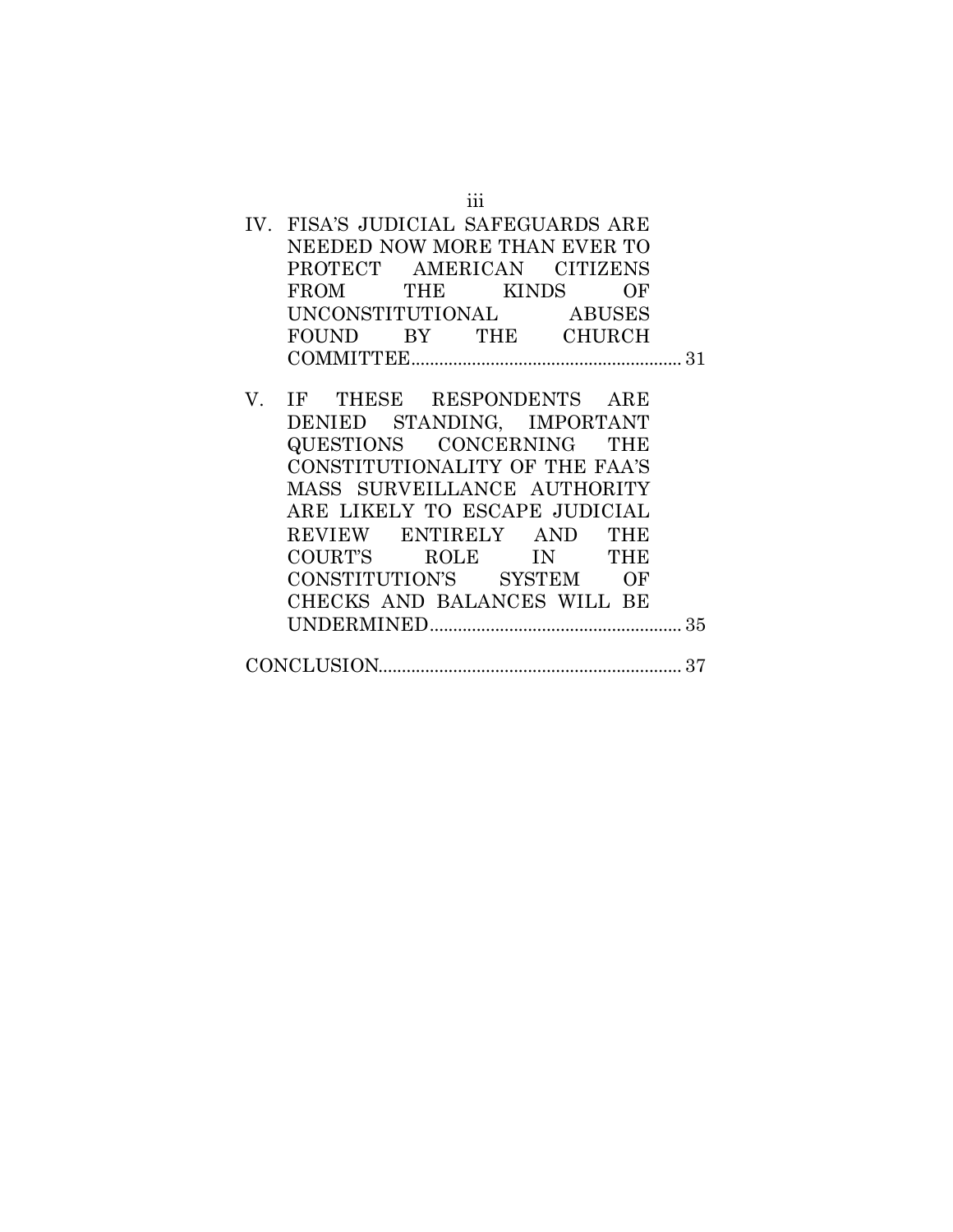IV. FISA'S JUDICIAL SAFEGUARDS ARE NEEDED NOW MORE THAN EVER TO PROTECT AMERICAN CITIZENS FROM THE KINDS OF UNCONSTITUTIONAL ABUSES FOUND BY THE CHURCH COMMITTEE.......................................................... 31

V. IF THESE RESPONDENTS ARE DENIED STANDING, IMPORTANT QUESTIONS CONCERNING THE CONSTITUTIONALITY OF THE FAA'S MASS SURVEILLANCE AUTHORITY ARE LIKELY TO ESCAPE JUDICIAL REVIEW ENTIRELY AND THE COURT'S ROLE IN THE CONSTITUTION'S SYSTEM OF CHECKS AND BALANCES WILL BE UNDERMINED...................................................... 35

CONCLUSION................................................................ 37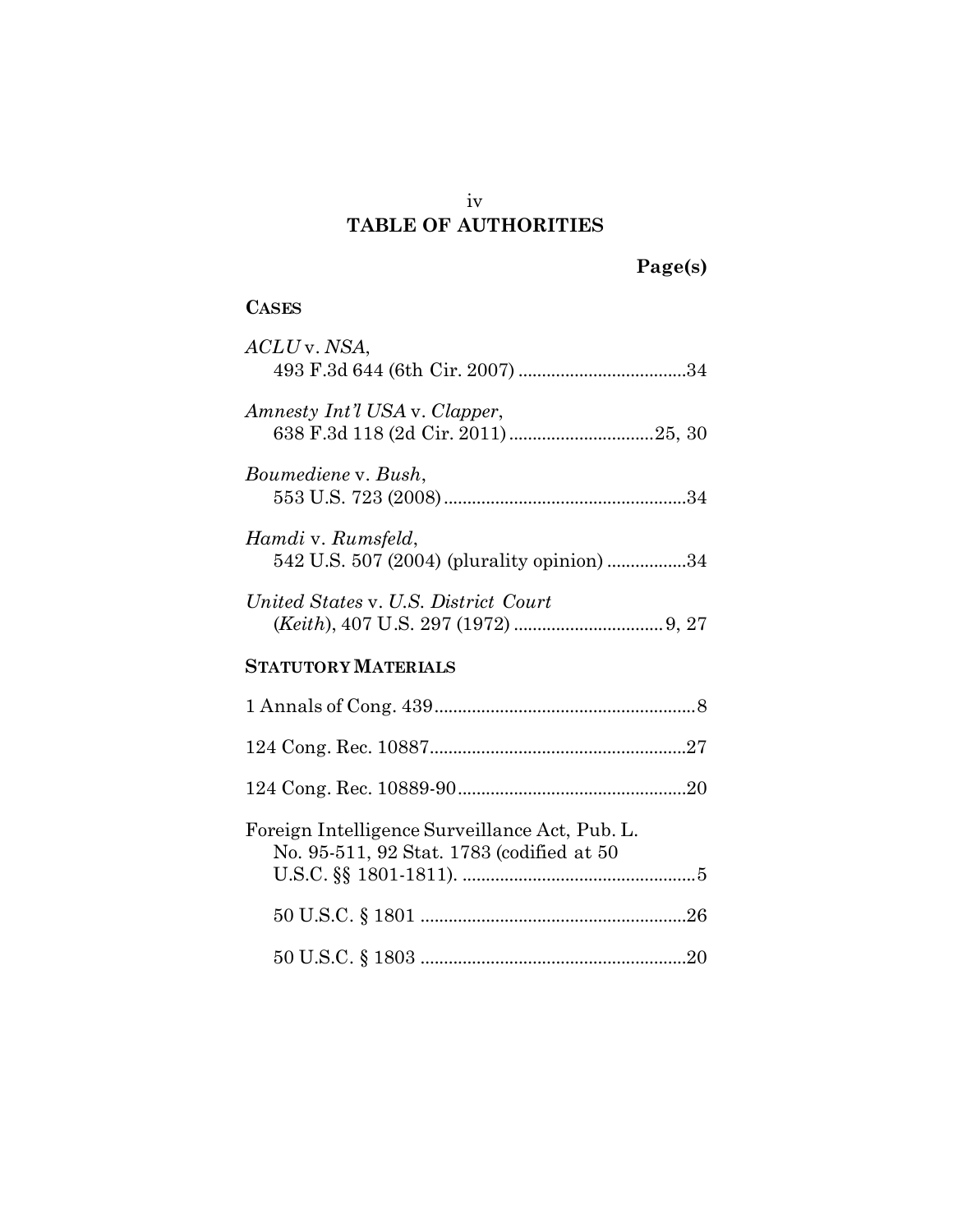# TABLE OF AUTHORITIES

**Page(s)**

## CASES

*ACLU* v. *NSA*,
493 F.3d 644 (6th Cir. 2007) ....................................34

*Amnesty Int'l USA* v. *Clapper*,
638 F.3d 118 (2d Cir. 2011) ..............................25, 30

*Boumediene* v. *Bush*,
553 U.S. 723 (2008)....................................................34

*Hamdi* v. *Rumsfeld*,
542 U.S. 507 (2004) (plurality opinion) .................34

*United States* v. *U.S. District Court*
(*Keith*), 407 U.S. 297 (1972) ................................ 9, 27

## STATUTORY MATERIALS

1 Annals of Cong. 439........................................................8

124 Cong. Rec. 10887.......................................................27

124 Cong. Rec. 10889-90.................................................20

Foreign Intelligence Surveillance Act, Pub. L. No. 95-511, 92 Stat. 1783 (codified at 50 U.S.C. §§ 1801-1811). ..................................................5

50 U.S.C. § 1801 .........................................................26

50 U.S.C. § 1803 .........................................................20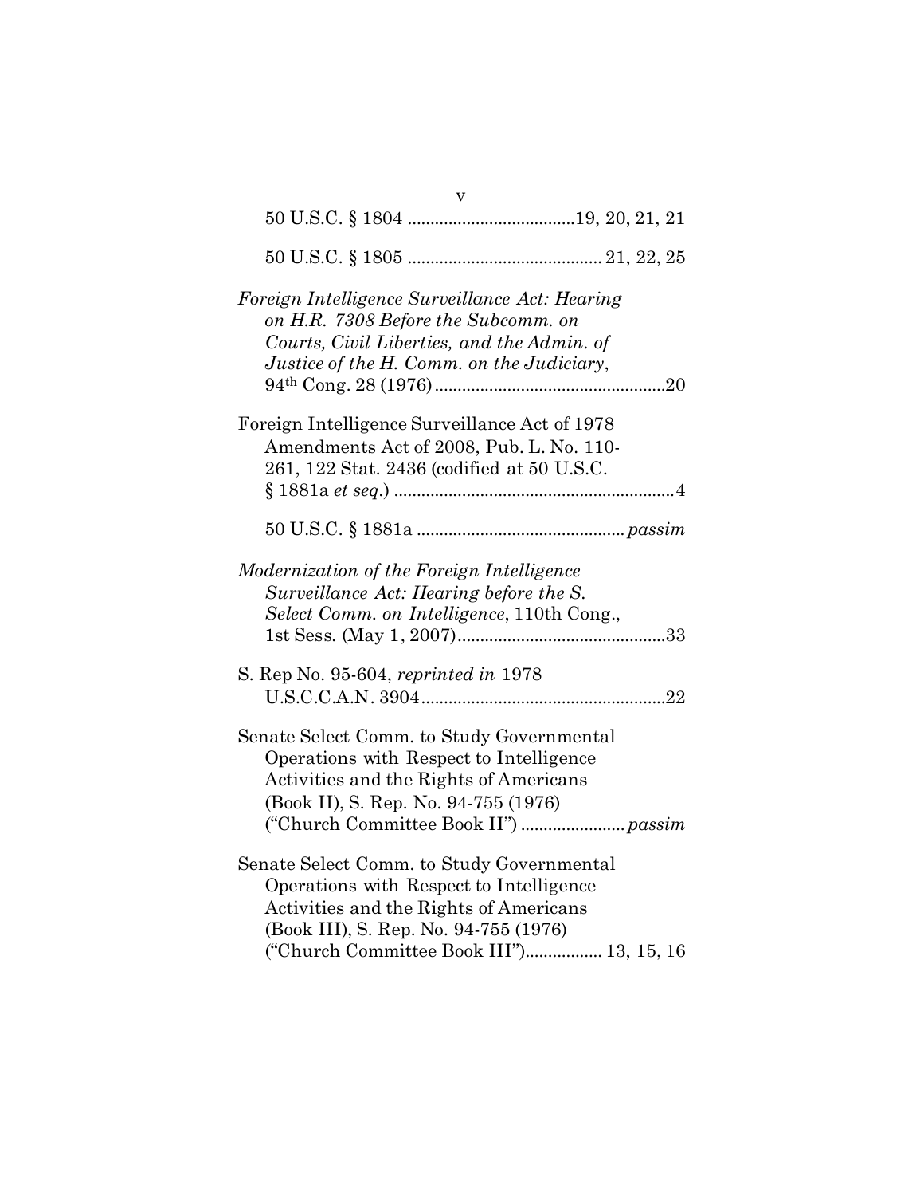50 U.S.C. § 1804 ....................................19, 20, 21, 21

50 U.S.C. § 1805 .......................................... 21, 22, 25

*Foreign Intelligence Surveillance Act: Hearing on H.R. 7308 Before the Subcomm. on Courts, Civil Liberties, and the Admin. of Justice of the H. Comm. on the Judiciary*, 94th Cong. 28 (1976)..................................................20

Foreign Intelligence Surveillance Act of 1978 Amendments Act of 2008, Pub. L. No. 110-261, 122 Stat. 2436 (codified at 50 U.S.C. § 1881a *et seq.*) .............................................................4

50 U.S.C. § 1881a ............................................. *passim*

*Modernization of the Foreign Intelligence Surveillance Act: Hearing before the S. Select Comm. on Intelligence*, 110th Cong., 1st Sess. (May 1, 2007).............................................33

S. Rep No. 95-604, *reprinted in* 1978 U.S.C.C.A.N. 3904.....................................................22

Senate Select Comm. to Study Governmental Operations with Respect to Intelligence Activities and the Rights of Americans (Book II), S. Rep. No. 94-755 (1976) ("Church Committee Book II") ...................... *passim*

Senate Select Comm. to Study Governmental Operations with Respect to Intelligence Activities and the Rights of Americans (Book III), S. Rep. No. 94-755 (1976) ("Church Committee Book III")................. 13, 15, 16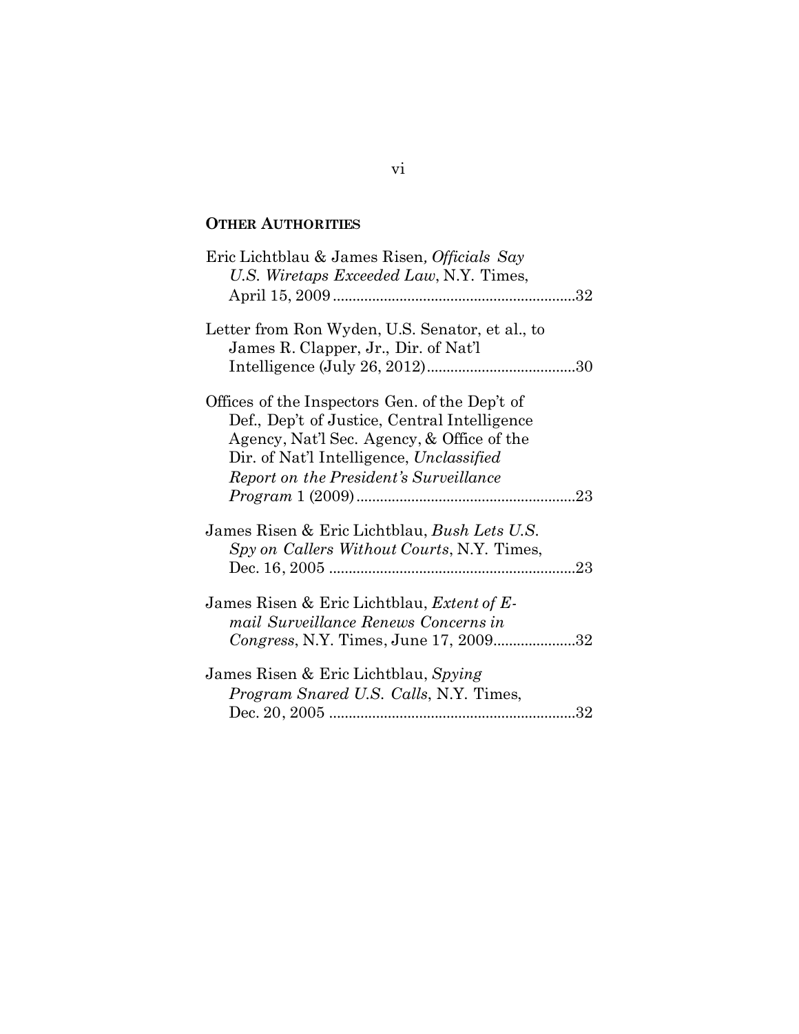## OTHER AUTHORITIES

Eric Lichtblau & James Risen, *Officials Say U.S. Wiretaps Exceeded Law*, N.Y. Times, April 15, 2009 ............................................................32

Letter from Ron Wyden, U.S. Senator, et al., to James R. Clapper, Jr., Dir. of Nat'l Intelligence (July 26, 2012)......................................30

Offices of the Inspectors Gen. of the Dep't of Def., Dep't of Justice, Central Intelligence Agency, Nat'l Sec. Agency, & Office of the Dir. of Nat'l Intelligence, *Unclassified Report on the President's Surveillance Program* 1 (2009).......................................................23

James Risen & Eric Lichtblau, *Bush Lets U.S. Spy on Callers Without Courts*, N.Y. Times, Dec. 16, 2005 ..............................................................23

James Risen & Eric Lichtblau, *Extent of E-mail Surveillance Renews Concerns in Congress*, N.Y. Times, June 17, 2009.....................32

James Risen & Eric Lichtblau, *Spying Program Snared U.S. Calls*, N.Y. Times, Dec. 20, 2005 ..............................................................32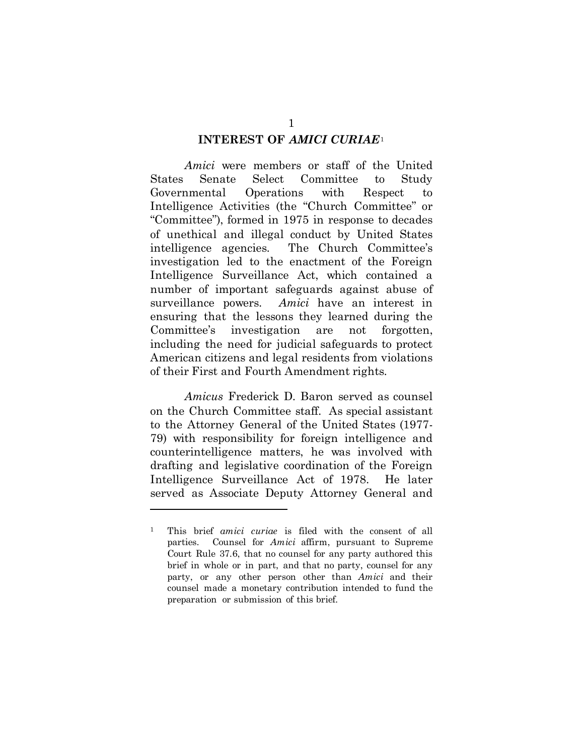## INTEREST OF *AMICI CURIAE*[1]

*Amici* were members or staff of the United States Senate Select Committee to Study Governmental Operations with Respect to Intelligence Activities (the "Church Committee" or "Committee"), formed in 1975 in response to decades of unethical and illegal conduct by United States intelligence agencies. The Church Committee's investigation led to the enactment of the Foreign Intelligence Surveillance Act, which contained a number of important safeguards against abuse of surveillance powers. *Amici* have an interest in ensuring that the lessons they learned during the Committee's investigation are not forgotten, including the need for judicial safeguards to protect American citizens and legal residents from violations of their First and Fourth Amendment rights.

*Amicus* Frederick D. Baron served as counsel on the Church Committee staff. As special assistant to the Attorney General of the United States (1977-79) with responsibility for foreign intelligence and counterintelligence matters, he was involved with drafting and legislative coordination of the Foreign Intelligence Surveillance Act of 1978. He later served as Associate Deputy Attorney General and

---

[1] This brief *amici curiae* is filed with the consent of all parties. Counsel for *Amici* affirm, pursuant to Supreme Court Rule 37.6, that no counsel for any party authored this brief in whole or in part, and that no party, counsel for any party, or any other person other than *Amici* and their counsel made a monetary contribution intended to fund the preparation or submission of this brief.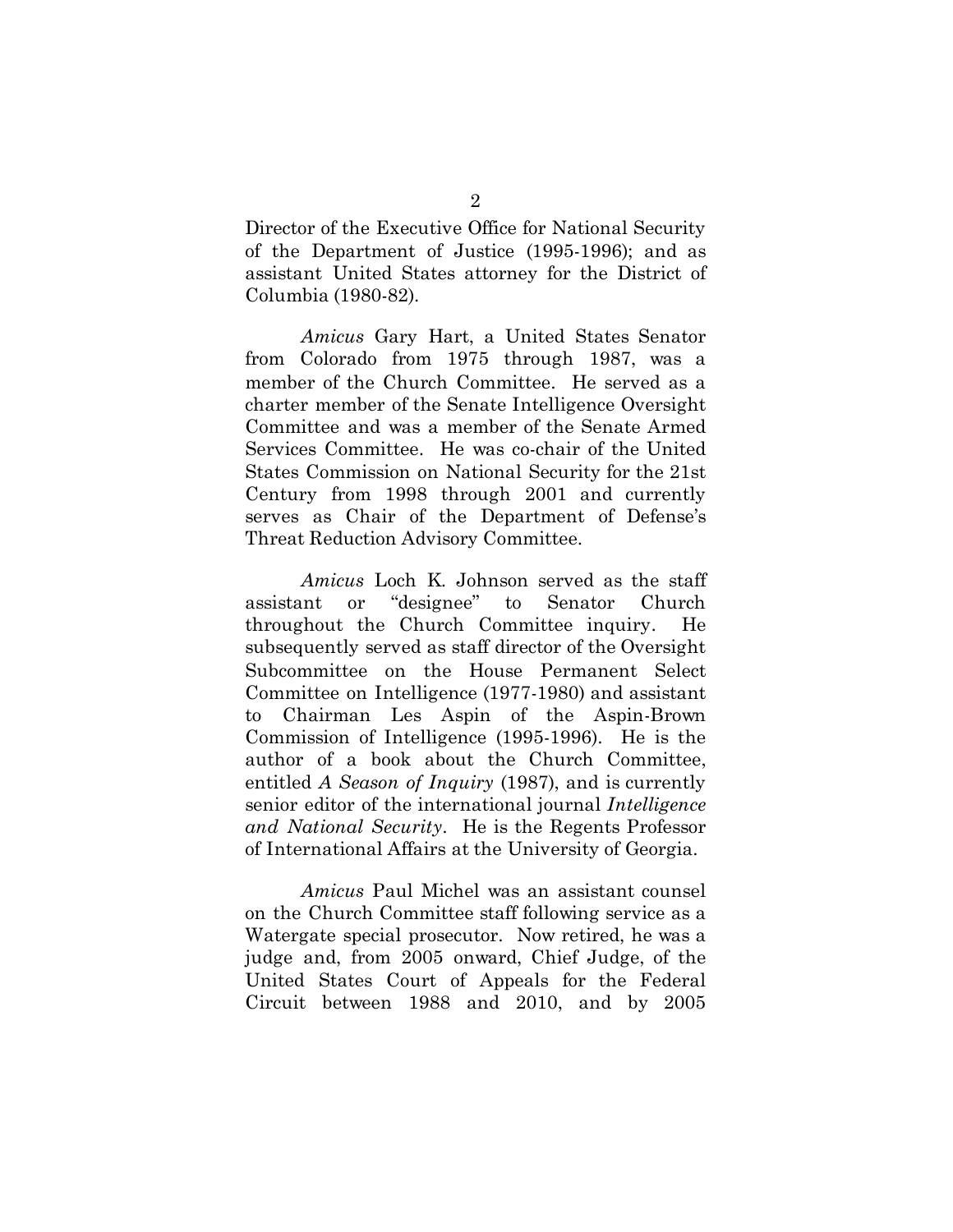Director of the Executive Office for National Security of the Department of Justice (1995-1996); and as assistant United States attorney for the District of Columbia (1980-82).

*Amicus* Gary Hart, a United States Senator from Colorado from 1975 through 1987, was a member of the Church Committee. He served as a charter member of the Senate Intelligence Oversight Committee and was a member of the Senate Armed Services Committee. He was co-chair of the United States Commission on National Security for the 21st Century from 1998 through 2001 and currently serves as Chair of the Department of Defense's Threat Reduction Advisory Committee.

*Amicus* Loch K. Johnson served as the staff assistant or "designee" to Senator Church throughout the Church Committee inquiry. He subsequently served as staff director of the Oversight Subcommittee on the House Permanent Select Committee on Intelligence (1977-1980) and assistant to Chairman Les Aspin of the Aspin-Brown Commission of Intelligence (1995-1996). He is the author of a book about the Church Committee, entitled *A Season of Inquiry* (1987), and is currently senior editor of the international journal *Intelligence and National Security*. He is the Regents Professor of International Affairs at the University of Georgia.

*Amicus* Paul Michel was an assistant counsel on the Church Committee staff following service as a Watergate special prosecutor. Now retired, he was a judge and, from 2005 onward, Chief Judge, of the United States Court of Appeals for the Federal Circuit between 1988 and 2010, and by 2005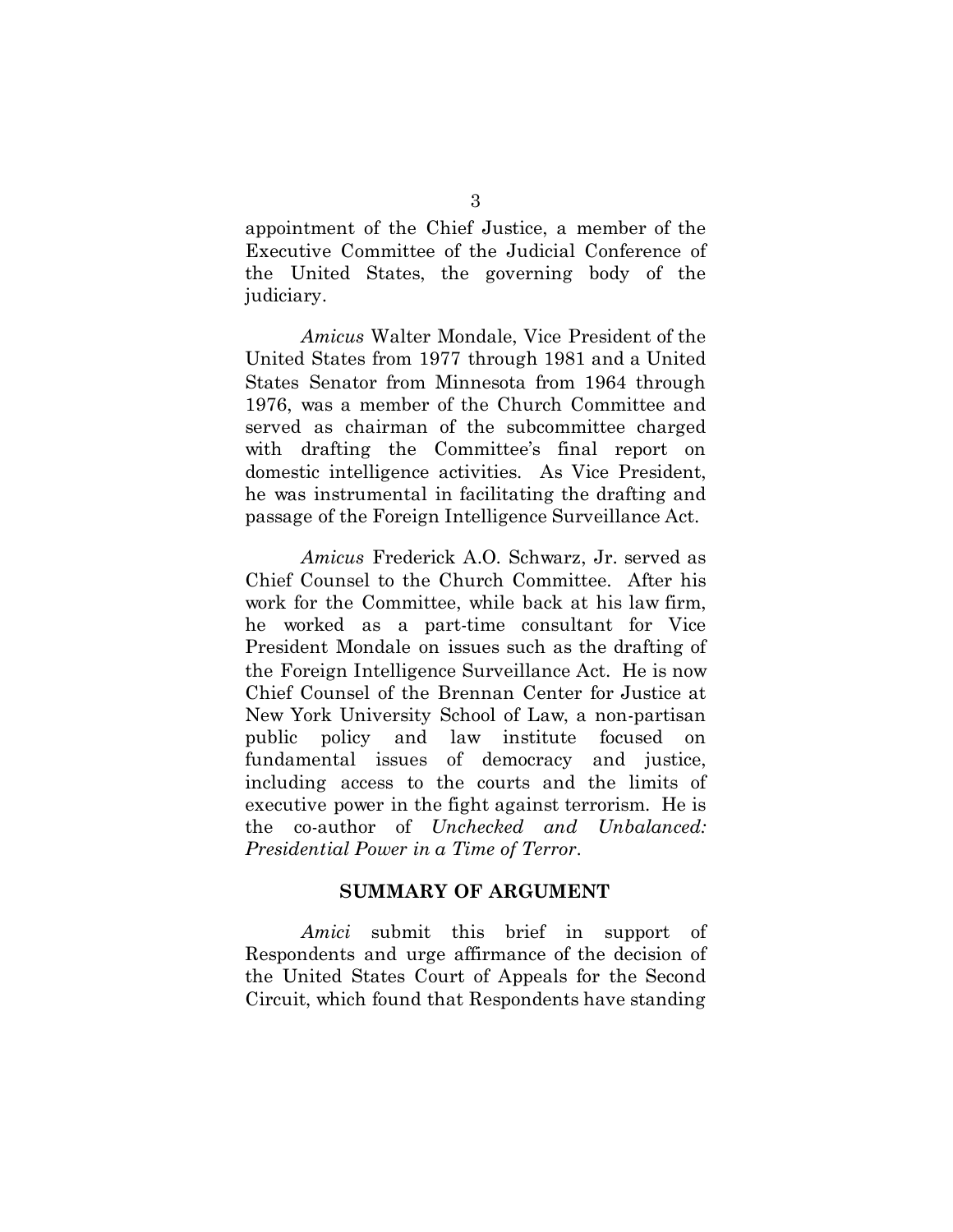appointment of the Chief Justice, a member of the Executive Committee of the Judicial Conference of the United States, the governing body of the judiciary.

*Amicus* Walter Mondale, Vice President of the United States from 1977 through 1981 and a United States Senator from Minnesota from 1964 through 1976, was a member of the Church Committee and served as chairman of the subcommittee charged with drafting the Committee's final report on domestic intelligence activities. As Vice President, he was instrumental in facilitating the drafting and passage of the Foreign Intelligence Surveillance Act.

*Amicus* Frederick A.O. Schwarz, Jr. served as Chief Counsel to the Church Committee. After his work for the Committee, while back at his law firm, he worked as a part-time consultant for Vice President Mondale on issues such as the drafting of the Foreign Intelligence Surveillance Act. He is now Chief Counsel of the Brennan Center for Justice at New York University School of Law, a non-partisan public policy and law institute focused on fundamental issues of democracy and justice, including access to the courts and the limits of executive power in the fight against terrorism. He is the co-author of *Unchecked and Unbalanced: Presidential Power in a Time of Terror*.

## SUMMARY OF ARGUMENT

*Amici* submit this brief in support of Respondents and urge affirmance of the decision of the United States Court of Appeals for the Second Circuit, which found that Respondents have standing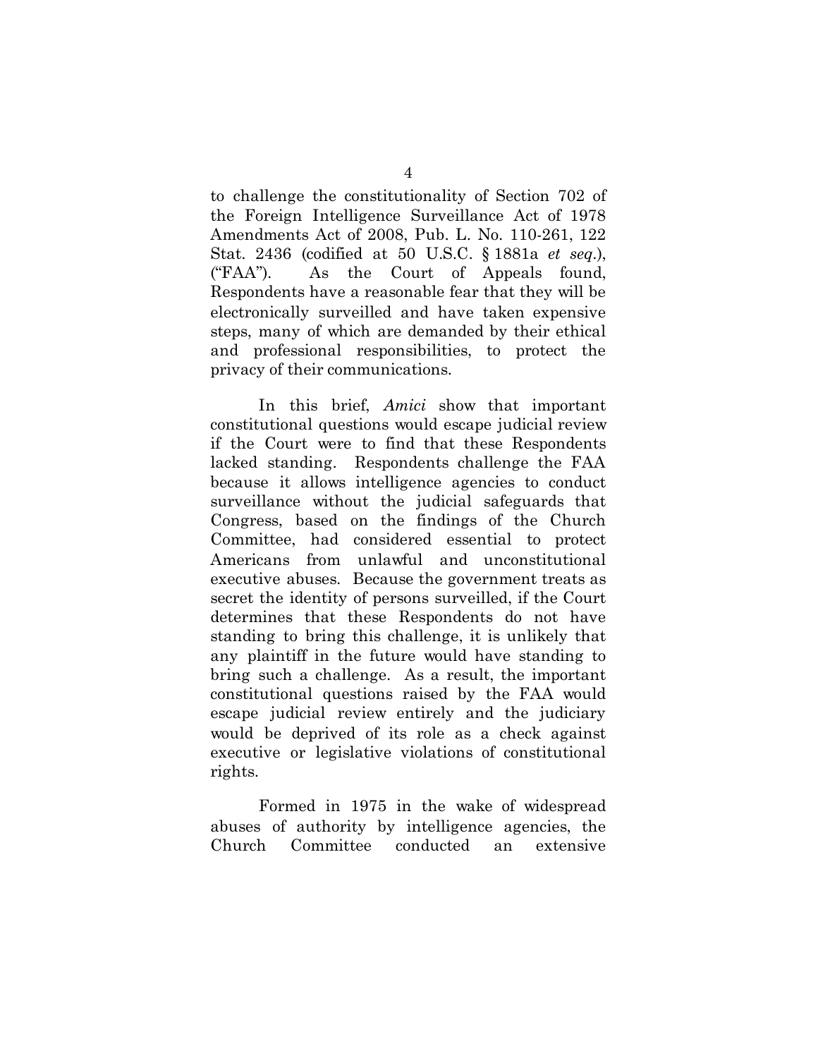to challenge the constitutionality of Section 702 of the Foreign Intelligence Surveillance Act of 1978 Amendments Act of 2008, Pub. L. No. 110-261, 122 Stat. 2436 (codified at 50 U.S.C. § 1881a *et seq.*), ("FAA"). As the Court of Appeals found, Respondents have a reasonable fear that they will be electronically surveilled and have taken expensive steps, many of which are demanded by their ethical and professional responsibilities, to protect the privacy of their communications.

In this brief, *Amici* show that important constitutional questions would escape judicial review if the Court were to find that these Respondents lacked standing. Respondents challenge the FAA because it allows intelligence agencies to conduct surveillance without the judicial safeguards that Congress, based on the findings of the Church Committee, had considered essential to protect Americans from unlawful and unconstitutional executive abuses. Because the government treats as secret the identity of persons surveilled, if the Court determines that these Respondents do not have standing to bring this challenge, it is unlikely that any plaintiff in the future would have standing to bring such a challenge. As a result, the important constitutional questions raised by the FAA would escape judicial review entirely and the judiciary would be deprived of its role as a check against executive or legislative violations of constitutional rights.

Formed in 1975 in the wake of widespread abuses of authority by intelligence agencies, the Church Committee conducted an extensive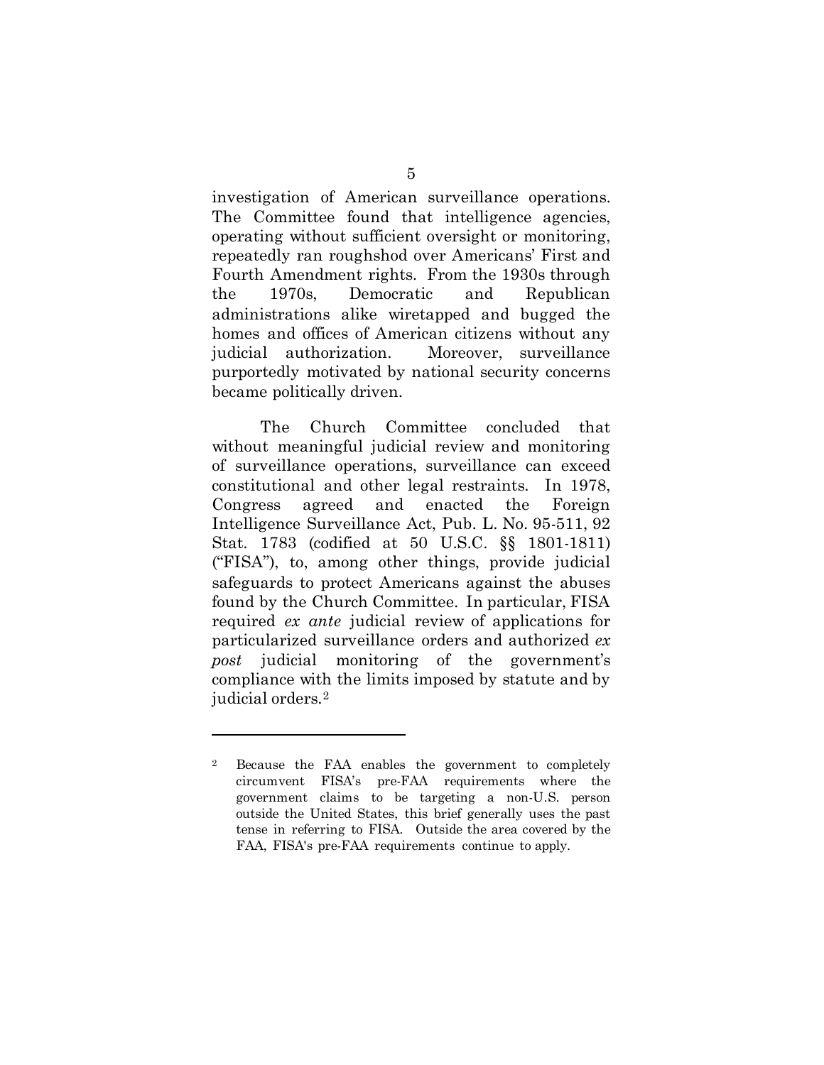investigation of American surveillance operations. The Committee found that intelligence agencies, operating without sufficient oversight or monitoring, repeatedly ran roughshod over Americans' First and Fourth Amendment rights. From the 1930s through the 1970s, Democratic and Republican administrations alike wiretapped and bugged the homes and offices of American citizens without any judicial authorization. Moreover, surveillance purportedly motivated by national security concerns became politically driven.

The Church Committee concluded that without meaningful judicial review and monitoring of surveillance operations, surveillance can exceed constitutional and other legal restraints. In 1978, Congress agreed and enacted the Foreign Intelligence Surveillance Act, Pub. L. No. 95-511, 92 Stat. 1783 (codified at 50 U.S.C. §§ 1801-1811) ("FISA"), to, among other things, provide judicial safeguards to protect Americans against the abuses found by the Church Committee. In particular, FISA required *ex ante* judicial review of applications for particularized surveillance orders and authorized *ex post* judicial monitoring of the government's compliance with the limits imposed by statute and by judicial orders.[2]

---

[2] Because the FAA enables the government to completely circumvent FISA's pre-FAA requirements where the government claims to be targeting a non-U.S. person outside the United States, this brief generally uses the past tense in referring to FISA. Outside the area covered by the FAA, FISA's pre-FAA requirements continue to apply.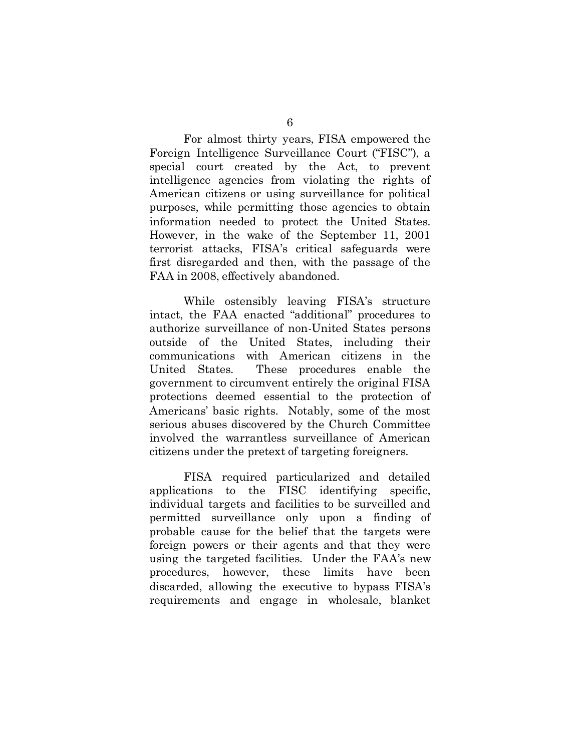For almost thirty years, FISA empowered the Foreign Intelligence Surveillance Court ("FISC"), a special court created by the Act, to prevent intelligence agencies from violating the rights of American citizens or using surveillance for political purposes, while permitting those agencies to obtain information needed to protect the United States. However, in the wake of the September 11, 2001 terrorist attacks, FISA's critical safeguards were first disregarded and then, with the passage of the FAA in 2008, effectively abandoned.

While ostensibly leaving FISA's structure intact, the FAA enacted "additional" procedures to authorize surveillance of non-United States persons outside of the United States, including their communications with American citizens in the United States. These procedures enable the government to circumvent entirely the original FISA protections deemed essential to the protection of Americans' basic rights. Notably, some of the most serious abuses discovered by the Church Committee involved the warrantless surveillance of American citizens under the pretext of targeting foreigners.

FISA required particularized and detailed applications to the FISC identifying specific, individual targets and facilities to be surveilled and permitted surveillance only upon a finding of probable cause for the belief that the targets were foreign powers or their agents and that they were using the targeted facilities. Under the FAA's new procedures, however, these limits have been discarded, allowing the executive to bypass FISA's requirements and engage in wholesale, blanket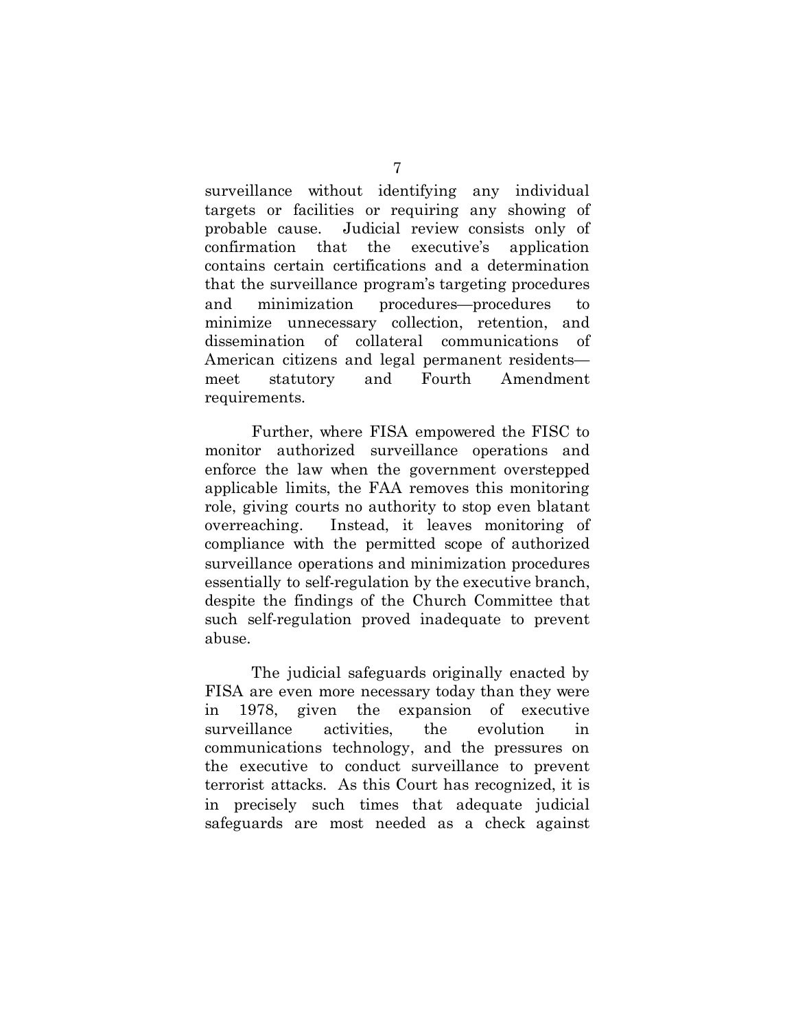surveillance without identifying any individual targets or facilities or requiring any showing of probable cause. Judicial review consists only of confirmation that the executive's application contains certain certifications and a determination that the surveillance program's targeting procedures and minimization procedures—procedures to minimize unnecessary collection, retention, and dissemination of collateral communications of American citizens and legal permanent residents—meet statutory and Fourth Amendment requirements.

Further, where FISA empowered the FISC to monitor authorized surveillance operations and enforce the law when the government overstepped applicable limits, the FAA removes this monitoring role, giving courts no authority to stop even blatant overreaching. Instead, it leaves monitoring of compliance with the permitted scope of authorized surveillance operations and minimization procedures essentially to self-regulation by the executive branch, despite the findings of the Church Committee that such self-regulation proved inadequate to prevent abuse.

The judicial safeguards originally enacted by FISA are even more necessary today than they were in 1978, given the expansion of executive surveillance activities, the evolution in communications technology, and the pressures on the executive to conduct surveillance to prevent terrorist attacks. As this Court has recognized, it is in precisely such times that adequate judicial safeguards are most needed as a check against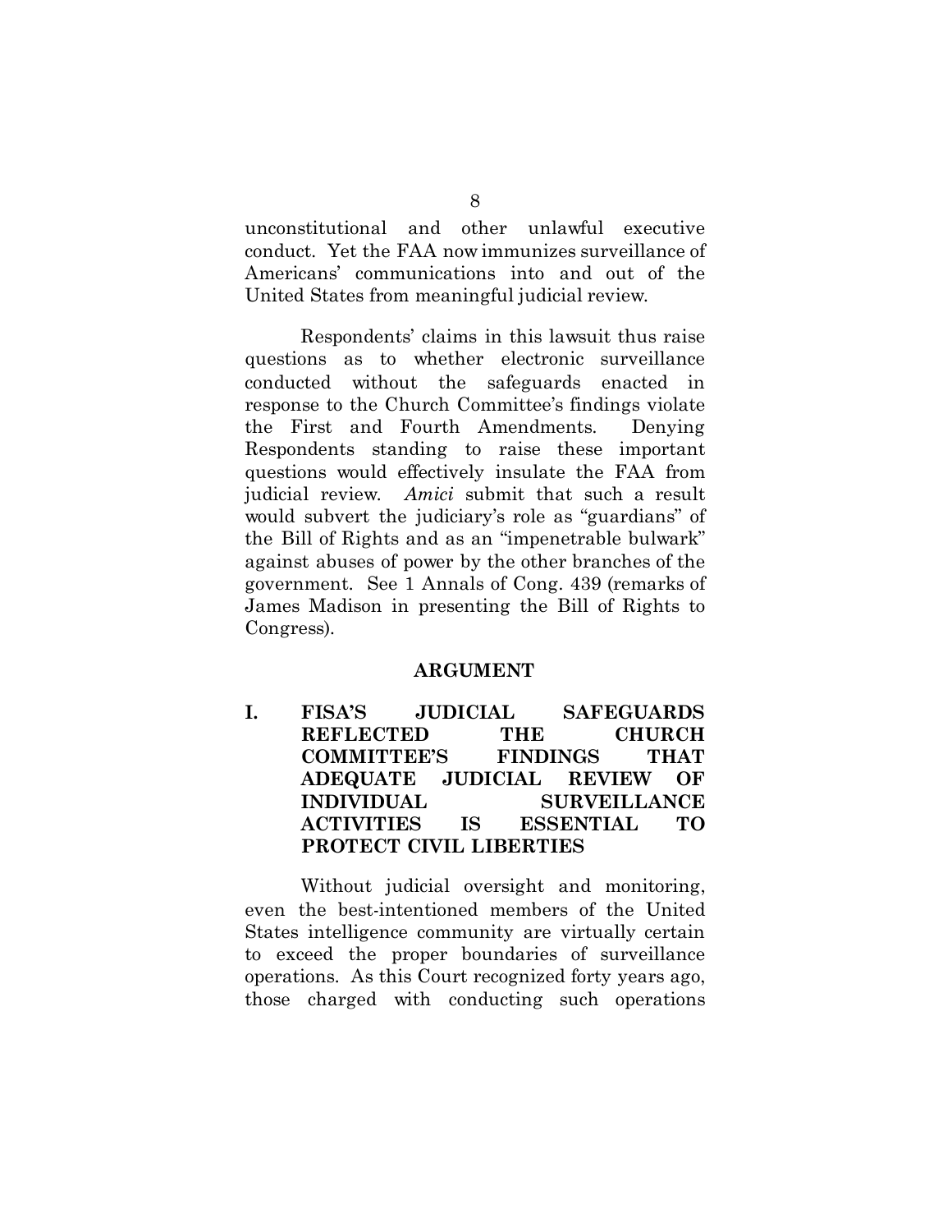unconstitutional and other unlawful executive conduct. Yet the FAA now immunizes surveillance of Americans' communications into and out of the United States from meaningful judicial review.

Respondents' claims in this lawsuit thus raise questions as to whether electronic surveillance conducted without the safeguards enacted in response to the Church Committee's findings violate the First and Fourth Amendments. Denying Respondents standing to raise these important questions would effectively insulate the FAA from judicial review. *Amici* submit that such a result would subvert the judiciary's role as "guardians" of the Bill of Rights and as an "impenetrable bulwark" against abuses of power by the other branches of the government. See 1 Annals of Cong. 439 (remarks of James Madison in presenting the Bill of Rights to Congress).

## ARGUMENT

### I. FISA'S JUDICIAL SAFEGUARDS REFLECTED THE CHURCH COMMITTEE'S FINDINGS THAT ADEQUATE JUDICIAL REVIEW OF INDIVIDUAL SURVEILLANCE ACTIVITIES IS ESSENTIAL TO PROTECT CIVIL LIBERTIES

Without judicial oversight and monitoring, even the best-intentioned members of the United States intelligence community are virtually certain to exceed the proper boundaries of surveillance operations. As this Court recognized forty years ago, those charged with conducting such operations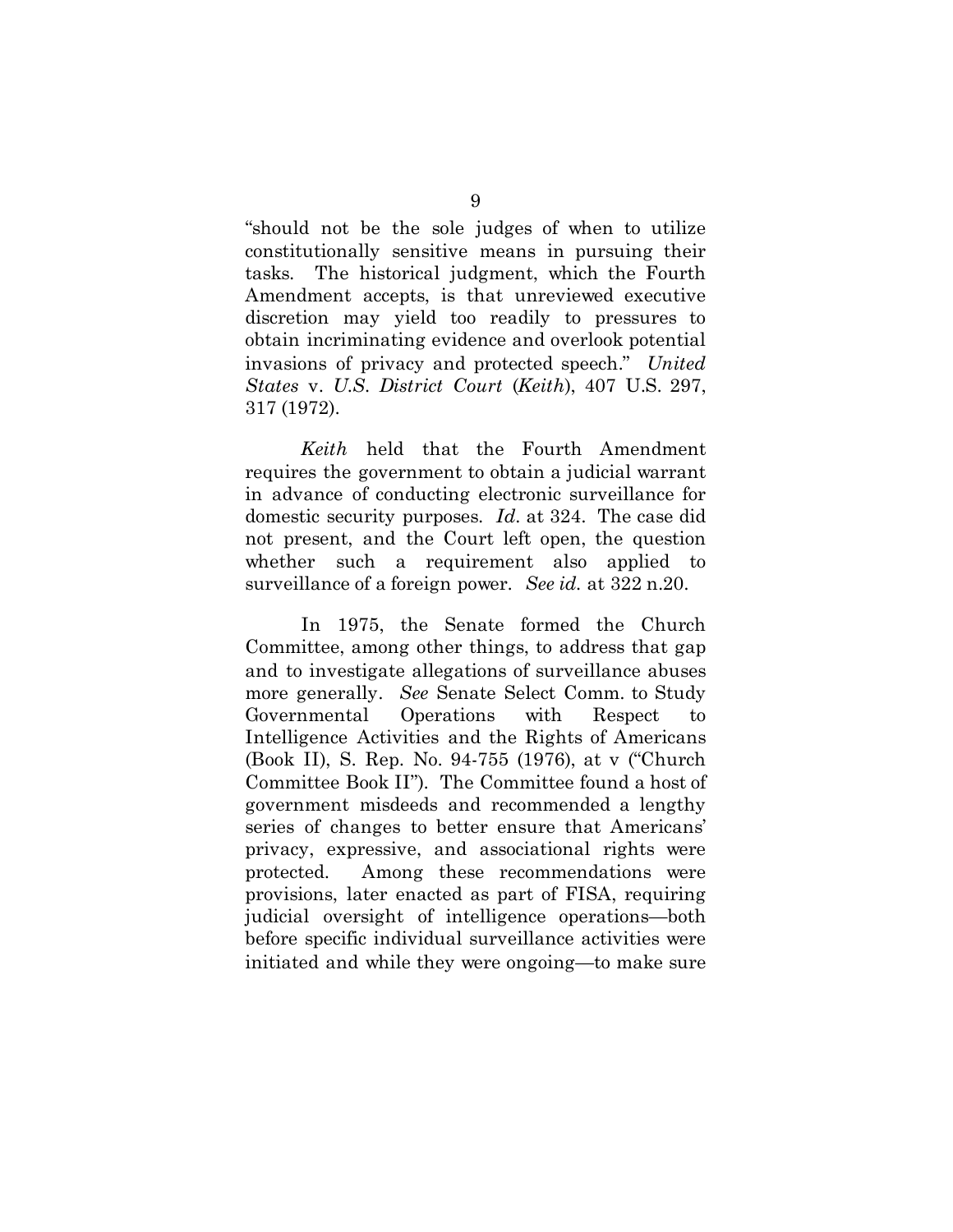"should not be the sole judges of when to utilize constitutionally sensitive means in pursuing their tasks. The historical judgment, which the Fourth Amendment accepts, is that unreviewed executive discretion may yield too readily to pressures to obtain incriminating evidence and overlook potential invasions of privacy and protected speech." *United States* v. *U.S. District Court* (*Keith*), 407 U.S. 297, 317 (1972).

*Keith* held that the Fourth Amendment requires the government to obtain a judicial warrant in advance of conducting electronic surveillance for domestic security purposes. *Id.* at 324. The case did not present, and the Court left open, the question whether such a requirement also applied to surveillance of a foreign power. *See id.* at 322 n.20.

In 1975, the Senate formed the Church Committee, among other things, to address that gap and to investigate allegations of surveillance abuses more generally. *See* Senate Select Comm. to Study Governmental Operations with Respect to Intelligence Activities and the Rights of Americans (Book II), S. Rep. No. 94-755 (1976), at v ("Church Committee Book II"). The Committee found a host of government misdeeds and recommended a lengthy series of changes to better ensure that Americans' privacy, expressive, and associational rights were protected. Among these recommendations were provisions, later enacted as part of FISA, requiring judicial oversight of intelligence operations—both before specific individual surveillance activities were initiated and while they were ongoing—to make sure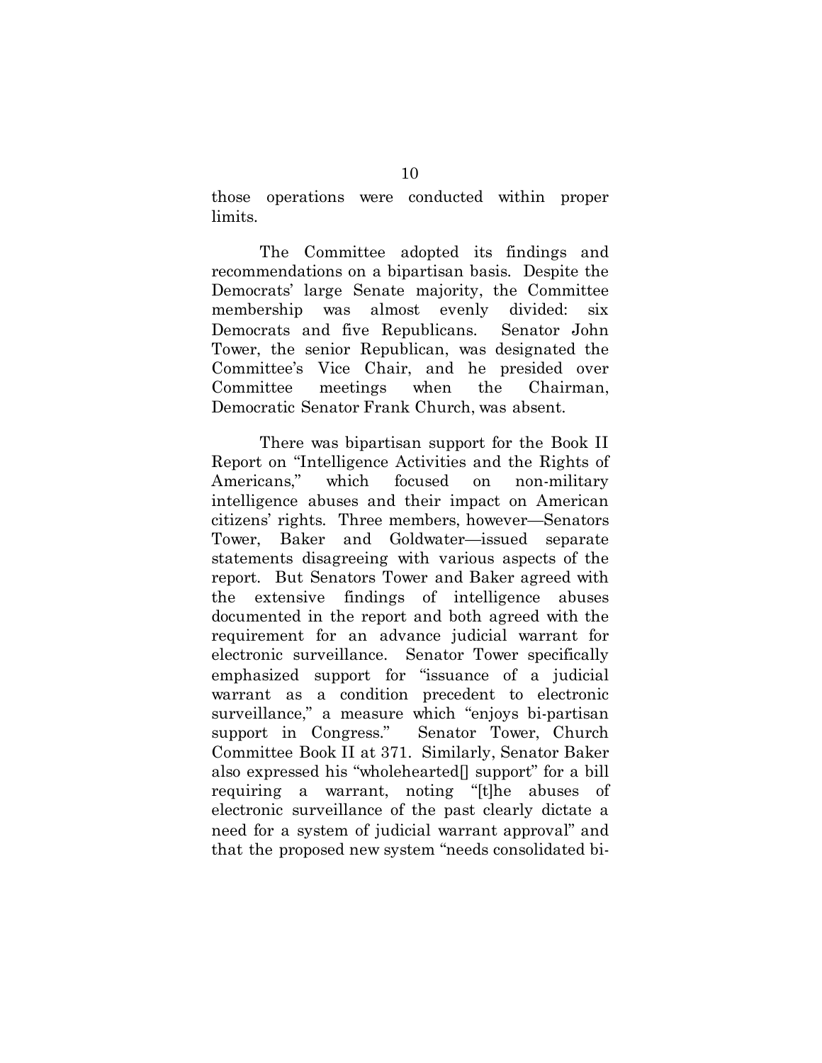those operations were conducted within proper limits.

The Committee adopted its findings and recommendations on a bipartisan basis. Despite the Democrats' large Senate majority, the Committee membership was almost evenly divided: six Democrats and five Republicans. Senator John Tower, the senior Republican, was designated the Committee's Vice Chair, and he presided over Committee meetings when the Chairman, Democratic Senator Frank Church, was absent.

There was bipartisan support for the Book II Report on "Intelligence Activities and the Rights of Americans," which focused on non-military intelligence abuses and their impact on American citizens' rights. Three members, however—Senators Tower, Baker and Goldwater—issued separate statements disagreeing with various aspects of the report. But Senators Tower and Baker agreed with the extensive findings of intelligence abuses documented in the report and both agreed with the requirement for an advance judicial warrant for electronic surveillance. Senator Tower specifically emphasized support for "issuance of a judicial warrant as a condition precedent to electronic surveillance," a measure which "enjoys bi-partisan support in Congress." Senator Tower, Church Committee Book II at 371. Similarly, Senator Baker also expressed his "wholehearted[] support" for a bill requiring a warrant, noting "[t]he abuses of electronic surveillance of the past clearly dictate a need for a system of judicial warrant approval" and that the proposed new system "needs consolidated bi-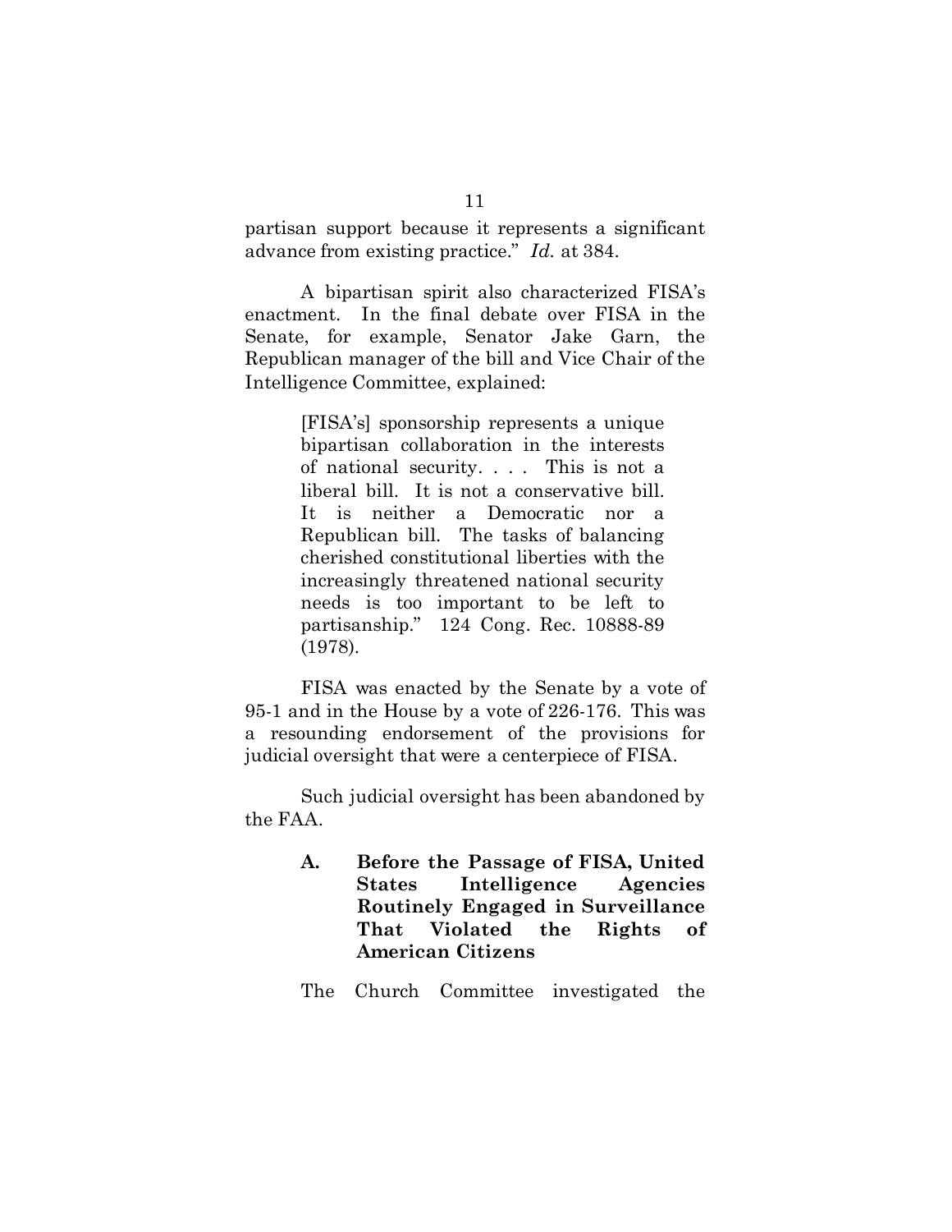partisan support because it represents a significant advance from existing practice." *Id.* at 384.

A bipartisan spirit also characterized FISA's enactment. In the final debate over FISA in the Senate, for example, Senator Jake Garn, the Republican manager of the bill and Vice Chair of the Intelligence Committee, explained:

> [FISA's] sponsorship represents a unique bipartisan collaboration in the interests of national security. . . . This is not a liberal bill. It is not a conservative bill. It is neither a Democratic nor a Republican bill. The tasks of balancing cherished constitutional liberties with the increasingly threatened national security needs is too important to be left to partisanship." 124 Cong. Rec. 10888-89 (1978).

FISA was enacted by the Senate by a vote of 95-1 and in the House by a vote of 226-176. This was a resounding endorsement of the provisions for judicial oversight that were a centerpiece of FISA.

Such judicial oversight has been abandoned by the FAA.

### A. Before the Passage of FISA, United States Intelligence Agencies Routinely Engaged in Surveillance That Violated the Rights of American Citizens

The Church Committee investigated the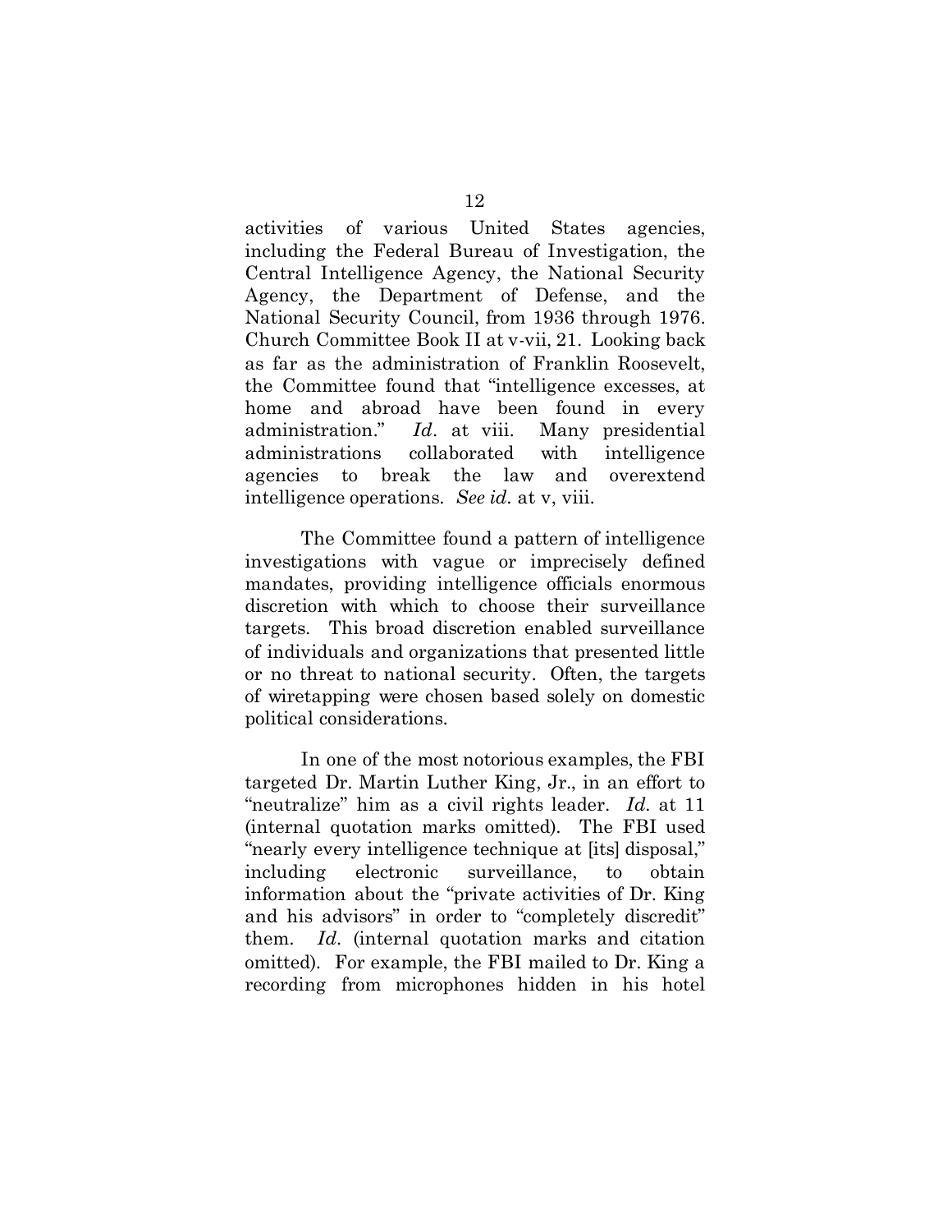activities of various United States agencies, including the Federal Bureau of Investigation, the Central Intelligence Agency, the National Security Agency, the Department of Defense, and the National Security Council, from 1936 through 1976. Church Committee Book II at v-vii, 21. Looking back as far as the administration of Franklin Roosevelt, the Committee found that "intelligence excesses, at home and abroad have been found in every administration." *Id*. at viii. Many presidential administrations collaborated with intelligence agencies to break the law and overextend intelligence operations. *See id.* at v, viii.

The Committee found a pattern of intelligence investigations with vague or imprecisely defined mandates, providing intelligence officials enormous discretion with which to choose their surveillance targets. This broad discretion enabled surveillance of individuals and organizations that presented little or no threat to national security. Often, the targets of wiretapping were chosen based solely on domestic political considerations.

In one of the most notorious examples, the FBI targeted Dr. Martin Luther King, Jr., in an effort to "neutralize" him as a civil rights leader. *Id.* at 11 (internal quotation marks omitted). The FBI used "nearly every intelligence technique at [its] disposal," including electronic surveillance, to obtain information about the "private activities of Dr. King and his advisors" in order to "completely discredit" them. *Id.* (internal quotation marks and citation omitted). For example, the FBI mailed to Dr. King a recording from microphones hidden in his hotel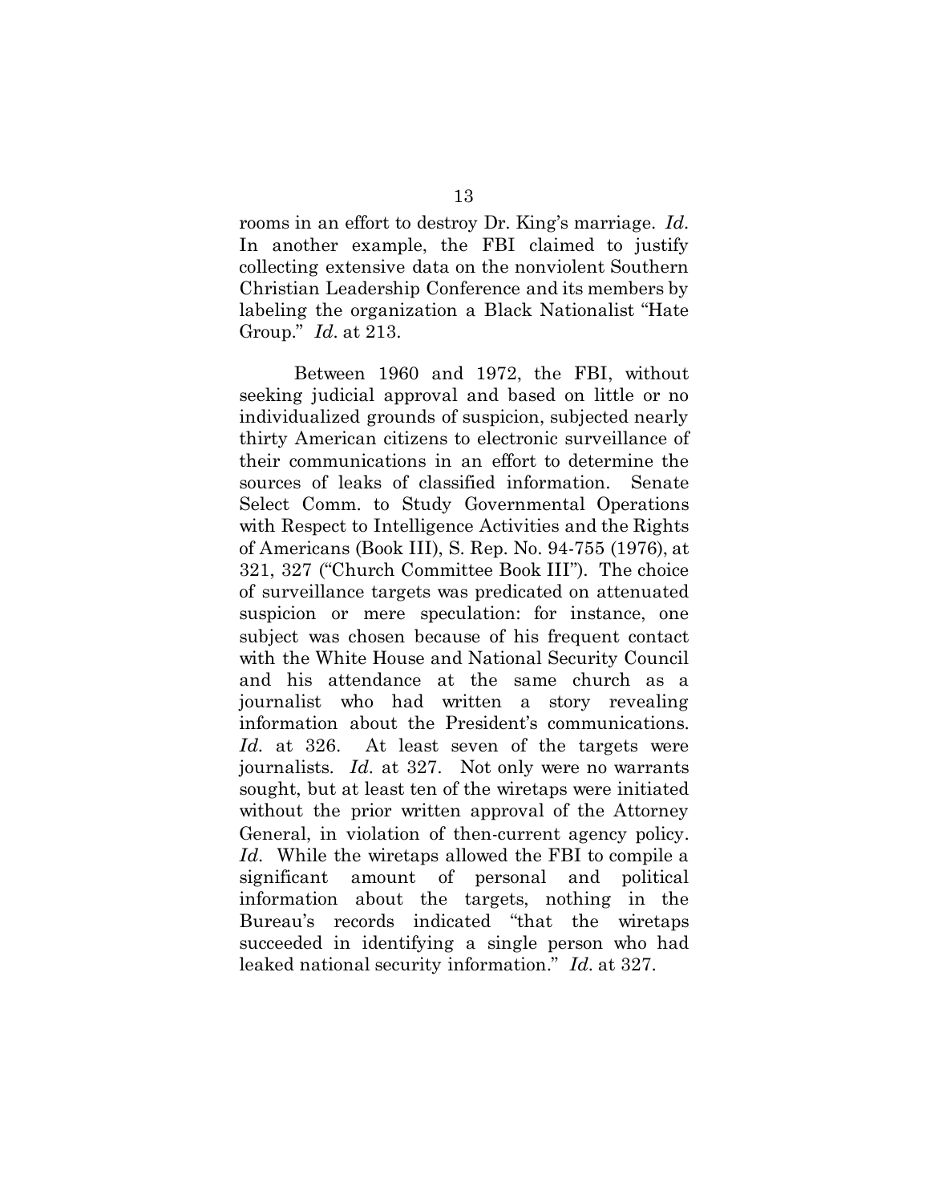rooms in an effort to destroy Dr. King's marriage. *Id*. In another example, the FBI claimed to justify collecting extensive data on the nonviolent Southern Christian Leadership Conference and its members by labeling the organization a Black Nationalist "Hate Group." *Id*. at 213.

Between 1960 and 1972, the FBI, without seeking judicial approval and based on little or no individualized grounds of suspicion, subjected nearly thirty American citizens to electronic surveillance of their communications in an effort to determine the sources of leaks of classified information. Senate Select Comm. to Study Governmental Operations with Respect to Intelligence Activities and the Rights of Americans (Book III), S. Rep. No. 94-755 (1976), at 321, 327 ("Church Committee Book III"). The choice of surveillance targets was predicated on attenuated suspicion or mere speculation: for instance, one subject was chosen because of his frequent contact with the White House and National Security Council and his attendance at the same church as a journalist who had written a story revealing information about the President's communications. *Id*. at 326. At least seven of the targets were journalists. *Id*. at 327. Not only were no warrants sought, but at least ten of the wiretaps were initiated without the prior written approval of the Attorney General, in violation of then-current agency policy. *Id*. While the wiretaps allowed the FBI to compile a significant amount of personal and political information about the targets, nothing in the Bureau's records indicated "that the wiretaps succeeded in identifying a single person who had leaked national security information." *Id*. at 327.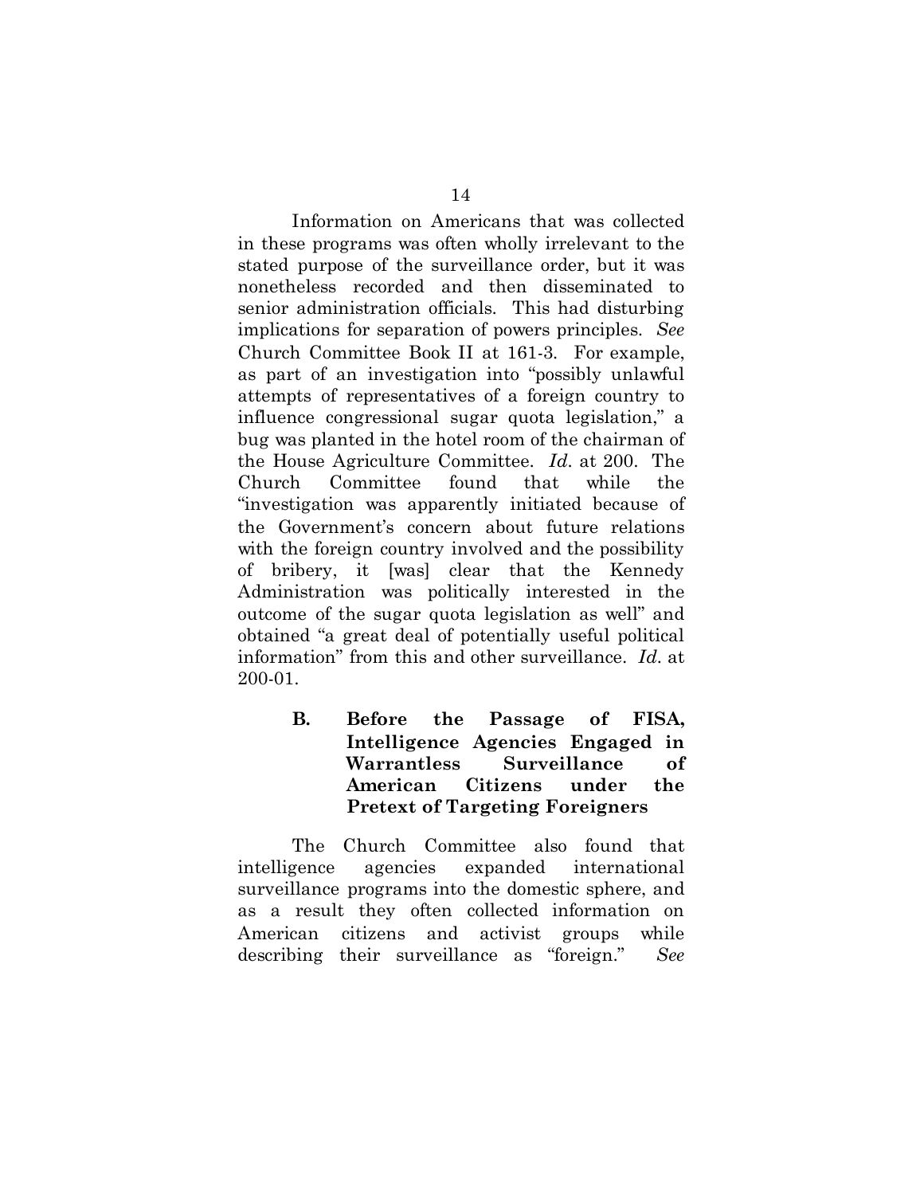Information on Americans that was collected in these programs was often wholly irrelevant to the stated purpose of the surveillance order, but it was nonetheless recorded and then disseminated to senior administration officials. This had disturbing implications for separation of powers principles. *See* Church Committee Book II at 161-3. For example, as part of an investigation into "possibly unlawful attempts of representatives of a foreign country to influence congressional sugar quota legislation," a bug was planted in the hotel room of the chairman of the House Agriculture Committee. *Id*. at 200. The Church Committee found that while the "investigation was apparently initiated because of the Government's concern about future relations with the foreign country involved and the possibility of bribery, it [was] clear that the Kennedy Administration was politically interested in the outcome of the sugar quota legislation as well" and obtained "a great deal of potentially useful political information" from this and other surveillance. *Id*. at 200-01.

### B. Before the Passage of FISA, Intelligence Agencies Engaged in Warrantless Surveillance of American Citizens under the Pretext of Targeting Foreigners

The Church Committee also found that intelligence agencies expanded international surveillance programs into the domestic sphere, and as a result they often collected information on American citizens and activist groups while describing their surveillance as "foreign." *See*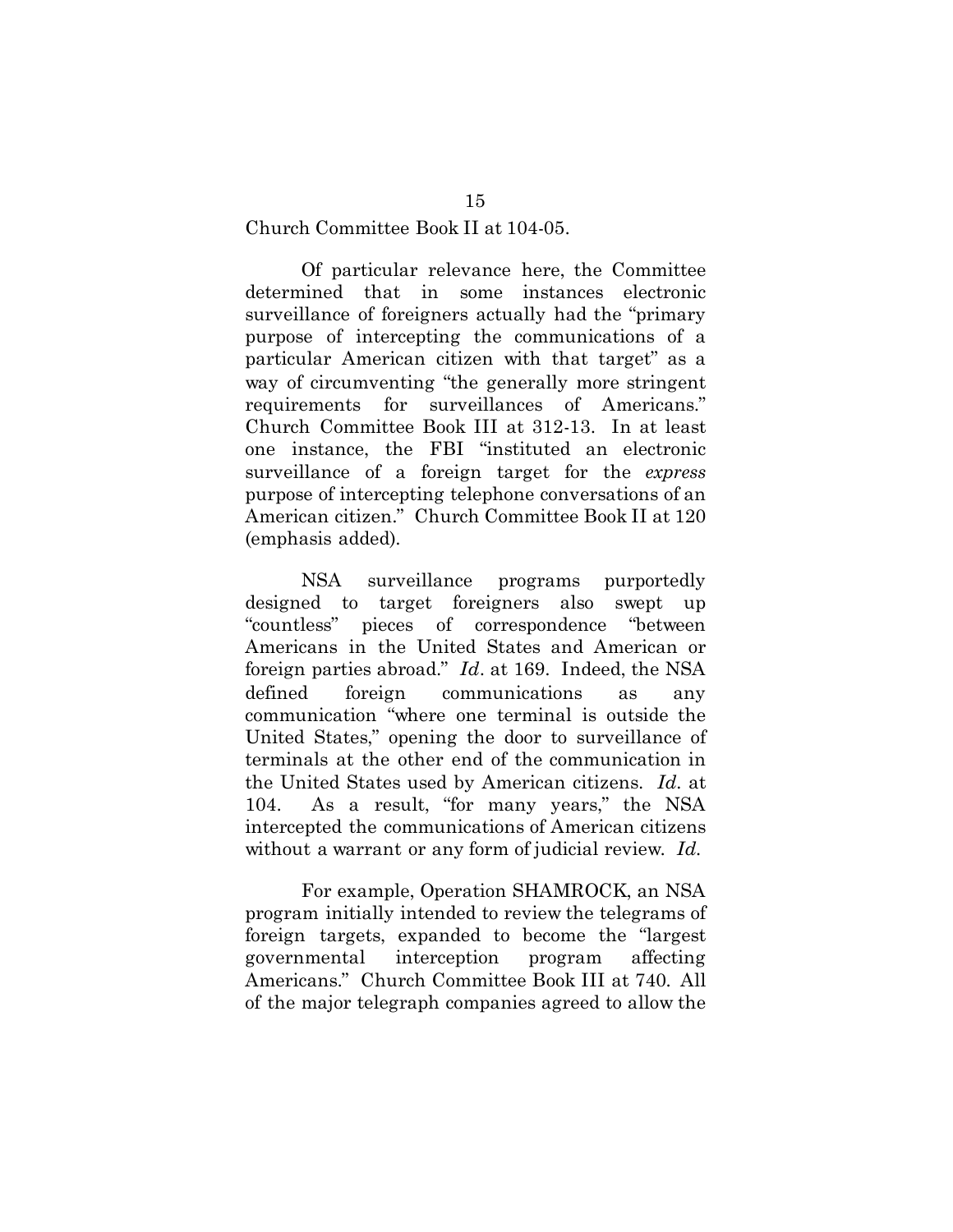Church Committee Book II at 104-05.

Of particular relevance here, the Committee determined that in some instances electronic surveillance of foreigners actually had the "primary purpose of intercepting the communications of a particular American citizen with that target" as a way of circumventing "the generally more stringent requirements for surveillances of Americans." Church Committee Book III at 312-13. In at least one instance, the FBI "instituted an electronic surveillance of a foreign target for the *express* purpose of intercepting telephone conversations of an American citizen." Church Committee Book II at 120 (emphasis added).

NSA surveillance programs purportedly designed to target foreigners also swept up "countless" pieces of correspondence "between Americans in the United States and American or foreign parties abroad." *Id*. at 169. Indeed, the NSA defined foreign communications as any communication "where one terminal is outside the United States," opening the door to surveillance of terminals at the other end of the communication in the United States used by American citizens. *Id*. at 104. As a result, "for many years," the NSA intercepted the communications of American citizens without a warrant or any form of judicial review. *Id*.

For example, Operation SHAMROCK, an NSA program initially intended to review the telegrams of foreign targets, expanded to become the "largest governmental interception program affecting Americans." Church Committee Book III at 740. All of the major telegraph companies agreed to allow the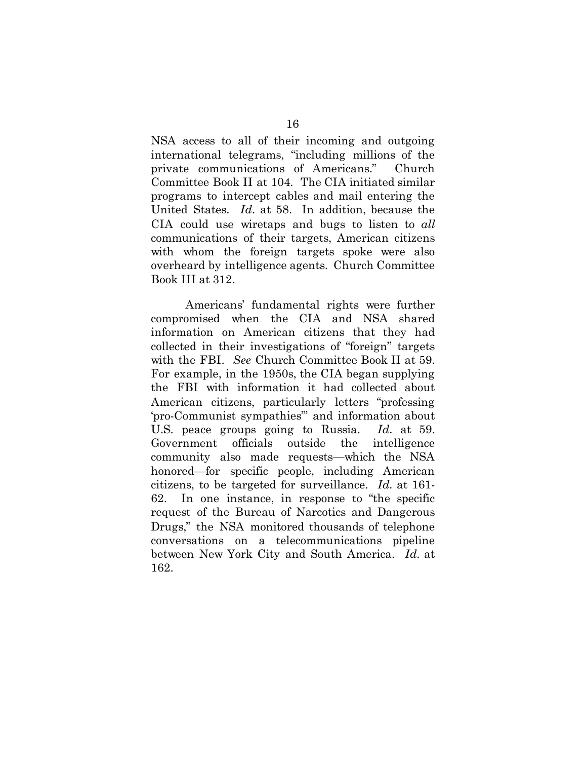NSA access to all of their incoming and outgoing international telegrams, "including millions of the private communications of Americans." Church Committee Book II at 104. The CIA initiated similar programs to intercept cables and mail entering the United States. *Id.* at 58. In addition, because the CIA could use wiretaps and bugs to listen to *all* communications of their targets, American citizens with whom the foreign targets spoke were also overheard by intelligence agents. Church Committee Book III at 312.

Americans' fundamental rights were further compromised when the CIA and NSA shared information on American citizens that they had collected in their investigations of "foreign" targets with the FBI. *See* Church Committee Book II at 59. For example, in the 1950s, the CIA began supplying the FBI with information it had collected about American citizens, particularly letters "professing 'pro-Communist sympathies'" and information about U.S. peace groups going to Russia. *Id.* at 59. Government officials outside the intelligence community also made requests—which the NSA honored—for specific people, including American citizens, to be targeted for surveillance. *Id.* at 161-62. In one instance, in response to "the specific request of the Bureau of Narcotics and Dangerous Drugs," the NSA monitored thousands of telephone conversations on a telecommunications pipeline between New York City and South America. *Id.* at 162.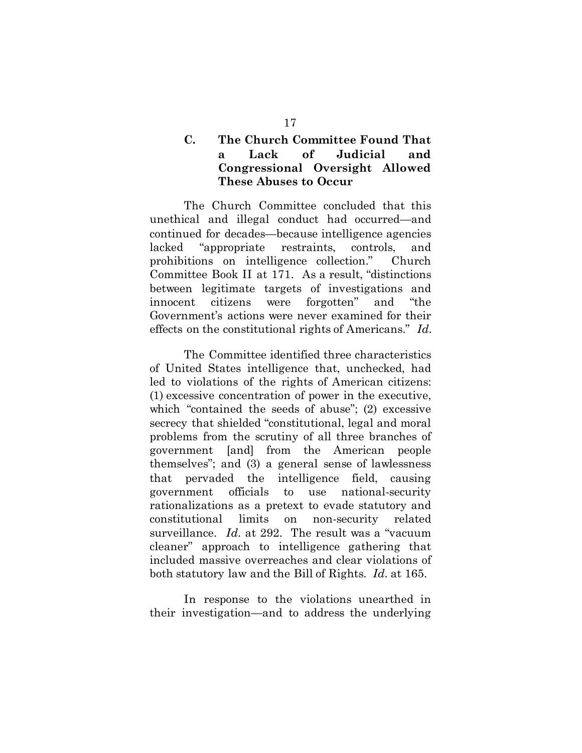### C. The Church Committee Found That a Lack of Judicial and Congressional Oversight Allowed These Abuses to Occur

The Church Committee concluded that this unethical and illegal conduct had occurred—and continued for decades—because intelligence agencies lacked "appropriate restraints, controls, and prohibitions on intelligence collection." Church Committee Book II at 171. As a result, "distinctions between legitimate targets of investigations and innocent citizens were forgotten" and "the Government's actions were never examined for their effects on the constitutional rights of Americans." *Id*.

The Committee identified three characteristics of United States intelligence that, unchecked, had led to violations of the rights of American citizens: (1) excessive concentration of power in the executive, which "contained the seeds of abuse"; (2) excessive secrecy that shielded "constitutional, legal and moral problems from the scrutiny of all three branches of government [and] from the American people themselves"; and (3) a general sense of lawlessness that pervaded the intelligence field, causing government officials to use national-security rationalizations as a pretext to evade statutory and constitutional limits on non-security related surveillance. *Id*. at 292. The result was a "vacuum cleaner" approach to intelligence gathering that included massive overreaches and clear violations of both statutory law and the Bill of Rights. *Id*. at 165.

In response to the violations unearthed in their investigation—and to address the underlying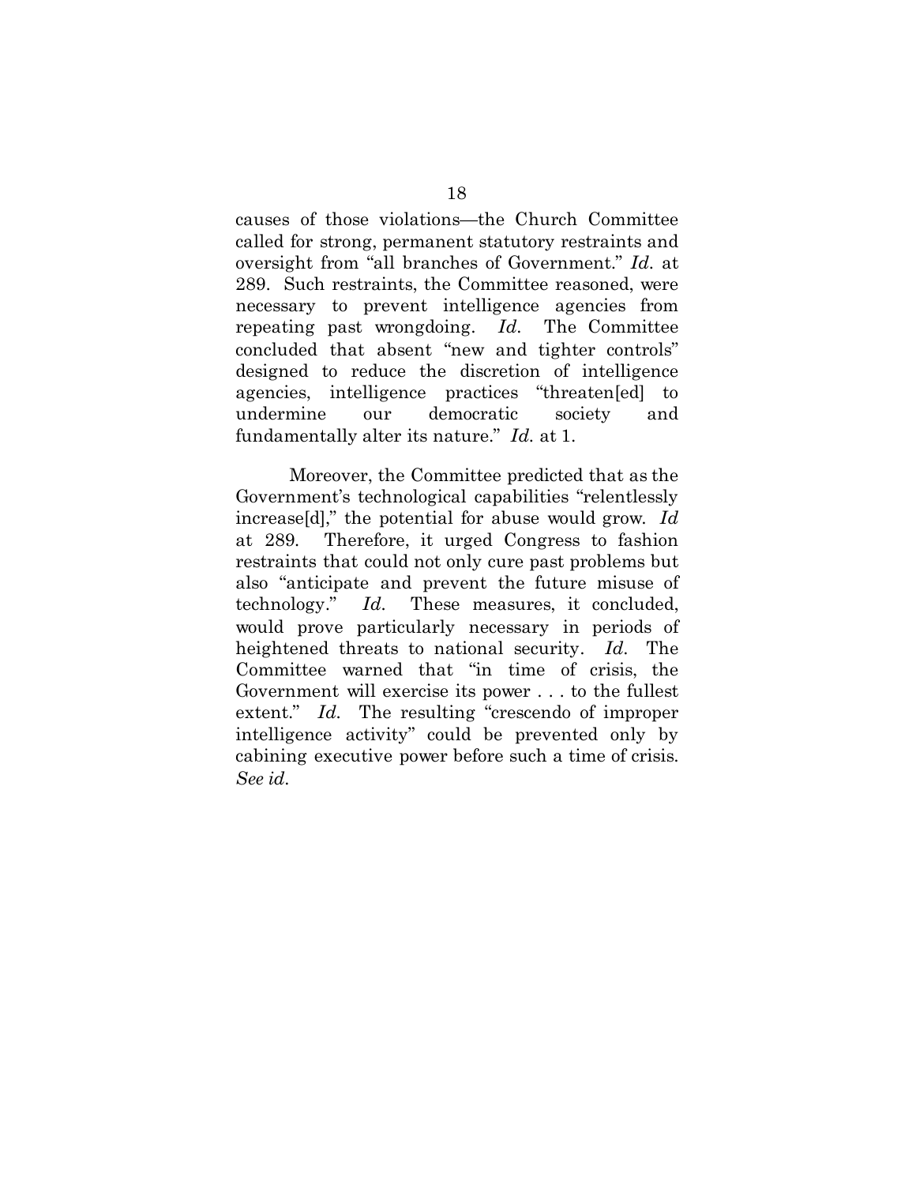causes of those violations—the Church Committee called for strong, permanent statutory restraints and oversight from "all branches of Government." *Id.* at 289. Such restraints, the Committee reasoned, were necessary to prevent intelligence agencies from repeating past wrongdoing. *Id.* The Committee concluded that absent "new and tighter controls" designed to reduce the discretion of intelligence agencies, intelligence practices "threaten[ed] to undermine our democratic society and fundamentally alter its nature." *Id.* at 1.

Moreover, the Committee predicted that as the Government's technological capabilities "relentlessly increase[d]," the potential for abuse would grow. *Id* at 289. Therefore, it urged Congress to fashion restraints that could not only cure past problems but also "anticipate and prevent the future misuse of technology." *Id.* These measures, it concluded, would prove particularly necessary in periods of heightened threats to national security. *Id.* The Committee warned that "in time of crisis, the Government will exercise its power . . . to the fullest extent." *Id.* The resulting "crescendo of improper intelligence activity" could be prevented only by cabining executive power before such a time of crisis. *See id.*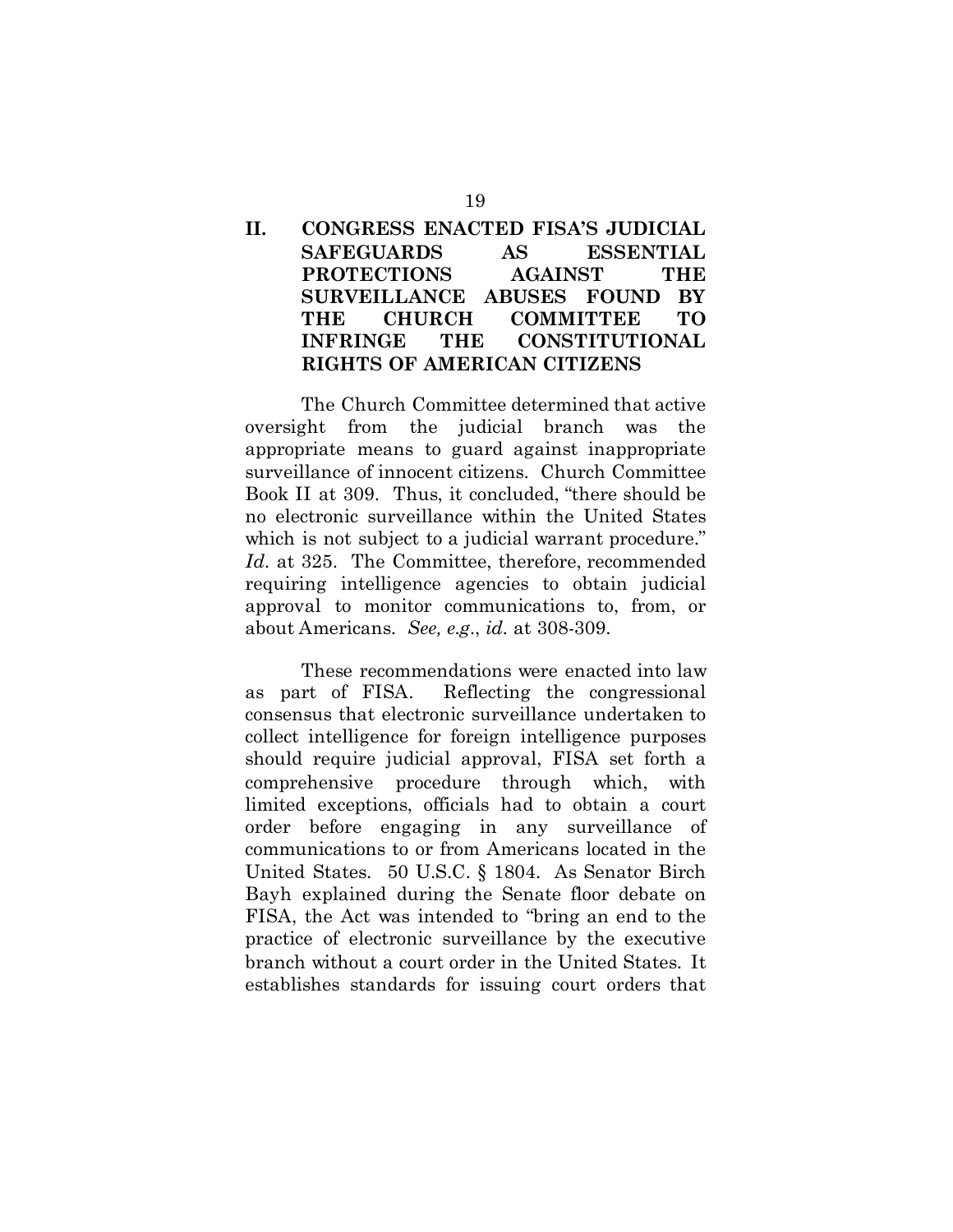## II. CONGRESS ENACTED FISA'S JUDICIAL SAFEGUARDS AS ESSENTIAL PROTECTIONS AGAINST THE SURVEILLANCE ABUSES FOUND BY THE CHURCH COMMITTEE TO INFRINGE THE CONSTITUTIONAL RIGHTS OF AMERICAN CITIZENS

The Church Committee determined that active oversight from the judicial branch was the appropriate means to guard against inappropriate surveillance of innocent citizens. Church Committee Book II at 309. Thus, it concluded, "there should be no electronic surveillance within the United States which is not subject to a judicial warrant procedure." *Id.* at 325. The Committee, therefore, recommended requiring intelligence agencies to obtain judicial approval to monitor communications to, from, or about Americans. *See, e.g.*, *id.* at 308-309.

These recommendations were enacted into law as part of FISA. Reflecting the congressional consensus that electronic surveillance undertaken to collect intelligence for foreign intelligence purposes should require judicial approval, FISA set forth a comprehensive procedure through which, with limited exceptions, officials had to obtain a court order before engaging in any surveillance of communications to or from Americans located in the United States. 50 U.S.C. § 1804. As Senator Birch Bayh explained during the Senate floor debate on FISA, the Act was intended to "bring an end to the practice of electronic surveillance by the executive branch without a court order in the United States. It establishes standards for issuing court orders that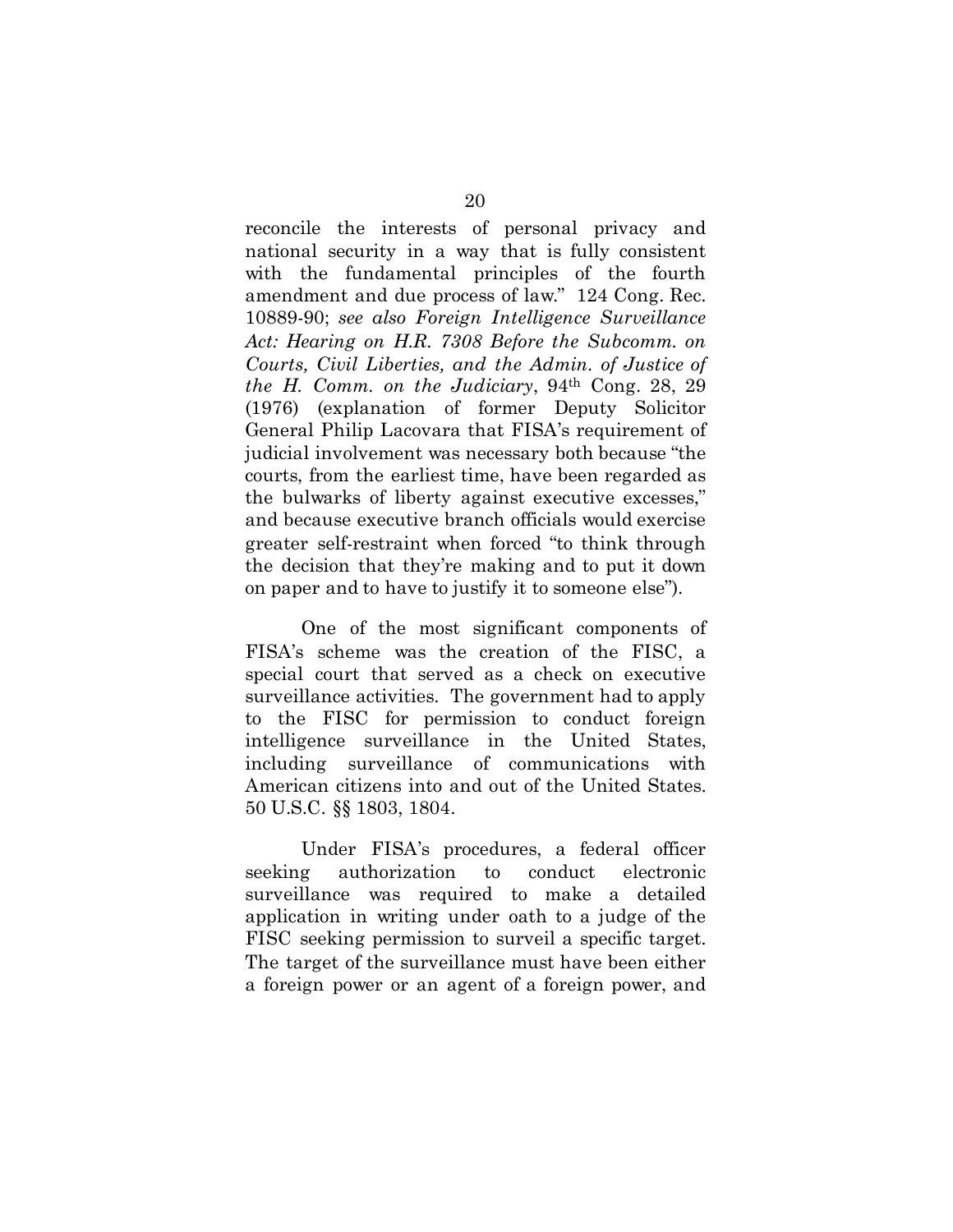reconcile the interests of personal privacy and national security in a way that is fully consistent with the fundamental principles of the fourth amendment and due process of law." 124 Cong. Rec. 10889-90; *see also Foreign Intelligence Surveillance Act: Hearing on H.R. 7308 Before the Subcomm. on Courts, Civil Liberties, and the Admin. of Justice of the H. Comm. on the Judiciary*, 94th Cong. 28, 29 (1976) (explanation of former Deputy Solicitor General Philip Lacovara that FISA's requirement of judicial involvement was necessary both because "the courts, from the earliest time, have been regarded as the bulwarks of liberty against executive excesses," and because executive branch officials would exercise greater self-restraint when forced "to think through the decision that they're making and to put it down on paper and to have to justify it to someone else").

One of the most significant components of FISA's scheme was the creation of the FISC, a special court that served as a check on executive surveillance activities. The government had to apply to the FISC for permission to conduct foreign intelligence surveillance in the United States, including surveillance of communications with American citizens into and out of the United States. 50 U.S.C. §§ 1803, 1804.

Under FISA's procedures, a federal officer seeking authorization to conduct electronic surveillance was required to make a detailed application in writing under oath to a judge of the FISC seeking permission to surveil a specific target. The target of the surveillance must have been either a foreign power or an agent of a foreign power, and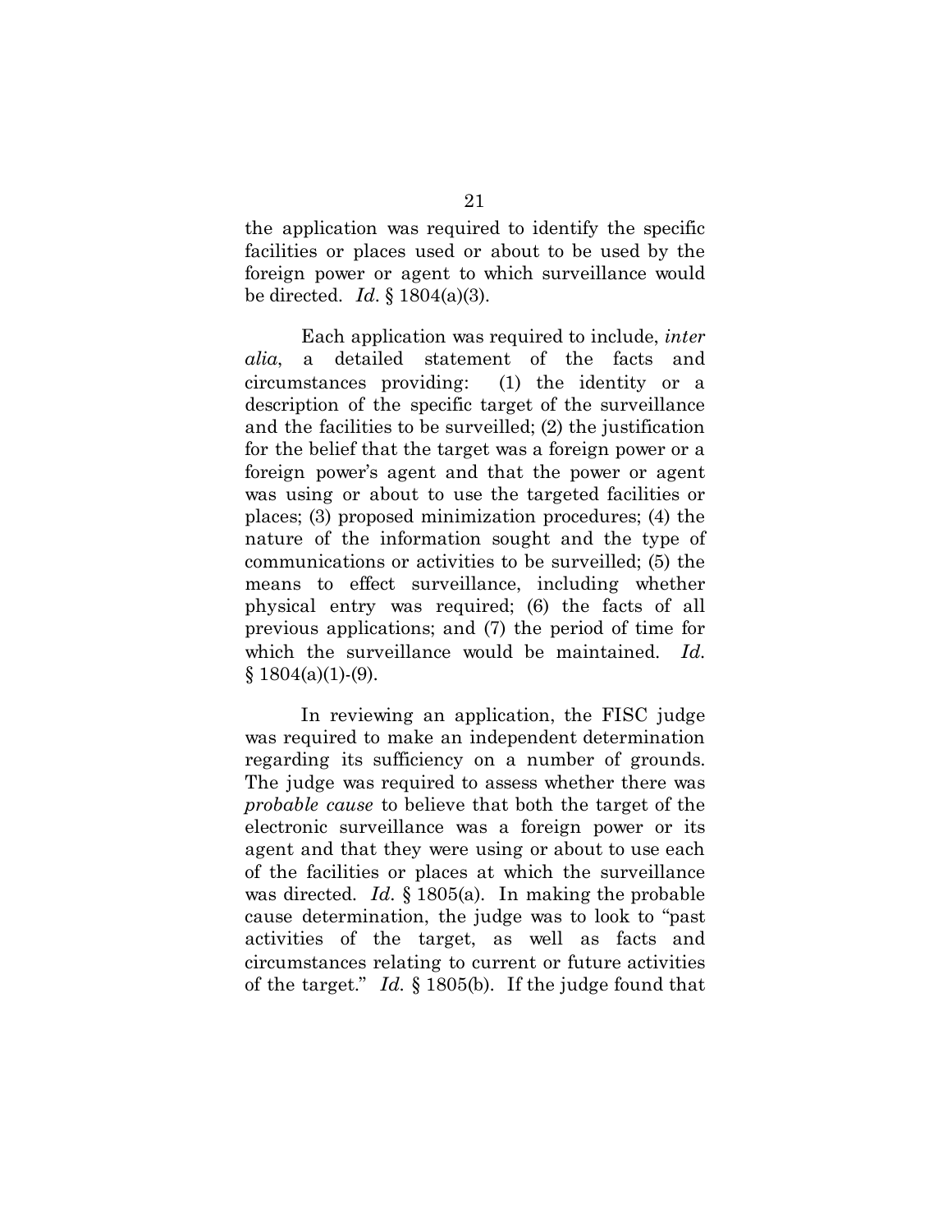the application was required to identify the specific facilities or places used or about to be used by the foreign power or agent to which surveillance would be directed. *Id.* § 1804(a)(3).

Each application was required to include, *inter alia*, a detailed statement of the facts and circumstances providing: (1) the identity or a description of the specific target of the surveillance and the facilities to be surveilled; (2) the justification for the belief that the target was a foreign power or a foreign power's agent and that the power or agent was using or about to use the targeted facilities or places; (3) proposed minimization procedures; (4) the nature of the information sought and the type of communications or activities to be surveilled; (5) the means to effect surveillance, including whether physical entry was required; (6) the facts of all previous applications; and (7) the period of time for which the surveillance would be maintained. *Id.* § 1804(a)(1)-(9).

In reviewing an application, the FISC judge was required to make an independent determination regarding its sufficiency on a number of grounds. The judge was required to assess whether there was *probable cause* to believe that both the target of the electronic surveillance was a foreign power or its agent and that they were using or about to use each of the facilities or places at which the surveillance was directed. *Id.* § 1805(a). In making the probable cause determination, the judge was to look to "past activities of the target, as well as facts and circumstances relating to current or future activities of the target." *Id.* § 1805(b). If the judge found that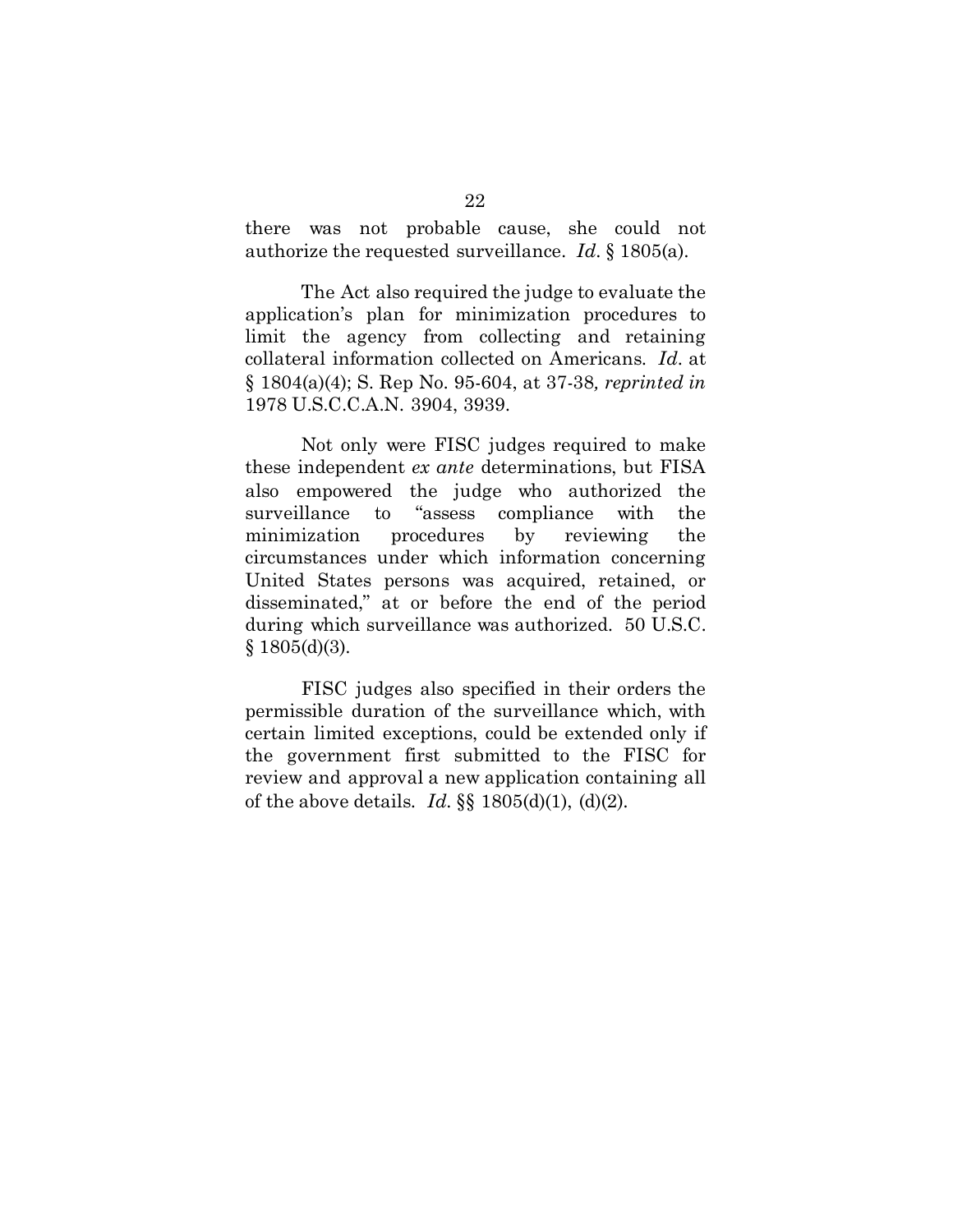there was not probable cause, she could not authorize the requested surveillance. *Id.* § 1805(a).

The Act also required the judge to evaluate the application's plan for minimization procedures to limit the agency from collecting and retaining collateral information collected on Americans. *Id.* at § 1804(a)(4); S. Rep No. 95-604, at 37-38*, reprinted in* 1978 U.S.C.C.A.N. 3904, 3939.

Not only were FISC judges required to make these independent *ex ante* determinations, but FISA also empowered the judge who authorized the surveillance to "assess compliance with the minimization procedures by reviewing the circumstances under which information concerning United States persons was acquired, retained, or disseminated," at or before the end of the period during which surveillance was authorized. 50 U.S.C. § 1805(d)(3).

FISC judges also specified in their orders the permissible duration of the surveillance which, with certain limited exceptions, could be extended only if the government first submitted to the FISC for review and approval a new application containing all of the above details. *Id.* §§ 1805(d)(1), (d)(2).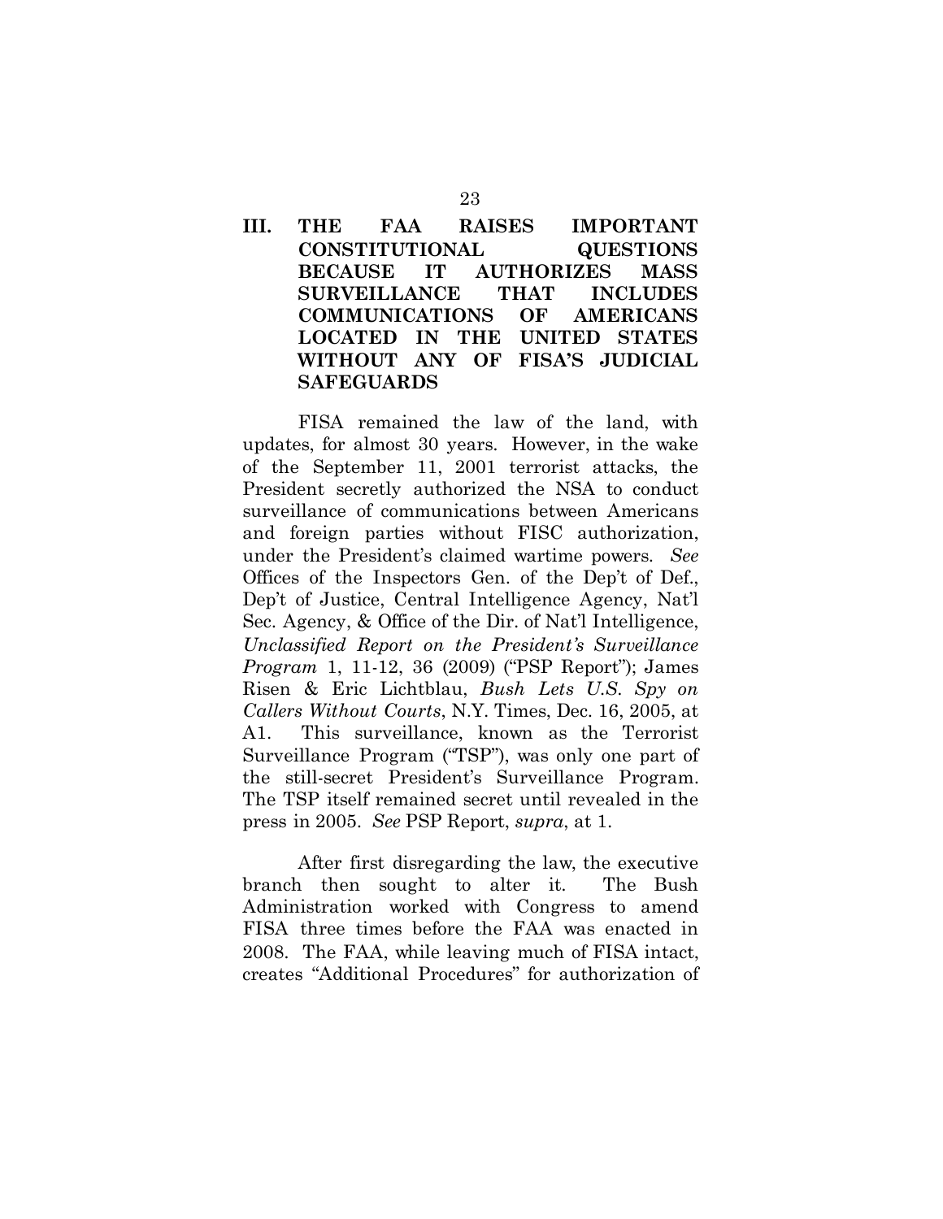## III. THE FAA RAISES IMPORTANT CONSTITUTIONAL QUESTIONS BECAUSE IT AUTHORIZES MASS SURVEILLANCE THAT INCLUDES COMMUNICATIONS OF AMERICANS LOCATED IN THE UNITED STATES WITHOUT ANY OF FISA'S JUDICIAL SAFEGUARDS

FISA remained the law of the land, with updates, for almost 30 years. However, in the wake of the September 11, 2001 terrorist attacks, the President secretly authorized the NSA to conduct surveillance of communications between Americans and foreign parties without FISC authorization, under the President's claimed wartime powers. *See* Offices of the Inspectors Gen. of the Dep't of Def., Dep't of Justice, Central Intelligence Agency, Nat'l Sec. Agency, & Office of the Dir. of Nat'l Intelligence, *Unclassified Report on the President's Surveillance Program* 1, 11-12, 36 (2009) ("PSP Report"); James Risen & Eric Lichtblau, *Bush Lets U.S. Spy on Callers Without Courts*, N.Y. Times, Dec. 16, 2005, at A1. This surveillance, known as the Terrorist Surveillance Program ("TSP"), was only one part of the still-secret President's Surveillance Program. The TSP itself remained secret until revealed in the press in 2005. *See* PSP Report, *supra*, at 1.

After first disregarding the law, the executive branch then sought to alter it. The Bush Administration worked with Congress to amend FISA three times before the FAA was enacted in 2008. The FAA, while leaving much of FISA intact, creates "Additional Procedures" for authorization of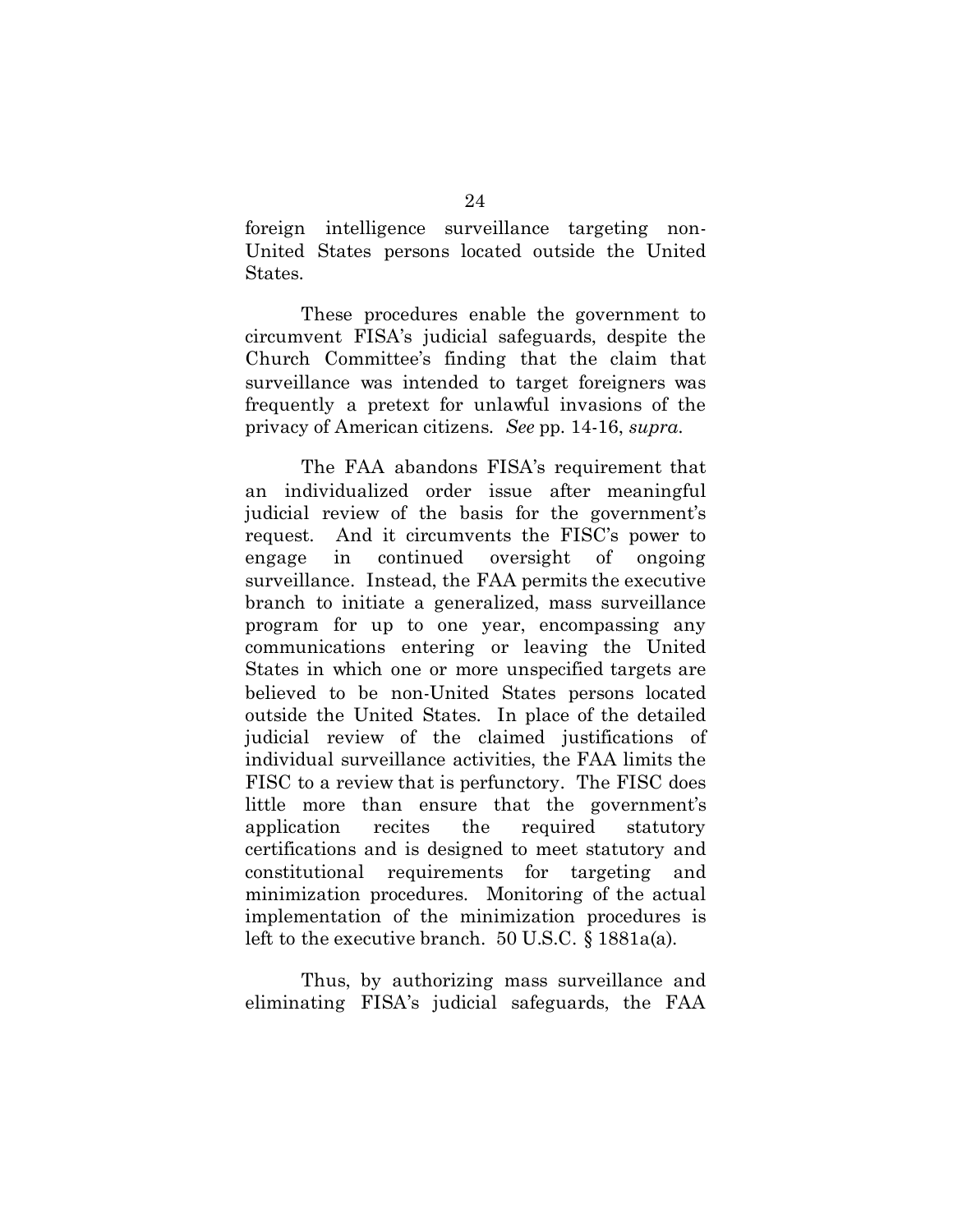foreign intelligence surveillance targeting non-United States persons located outside the United States.

These procedures enable the government to circumvent FISA's judicial safeguards, despite the Church Committee's finding that the claim that surveillance was intended to target foreigners was frequently a pretext for unlawful invasions of the privacy of American citizens. *See* pp. 14-16, *supra*.

The FAA abandons FISA's requirement that an individualized order issue after meaningful judicial review of the basis for the government's request. And it circumvents the FISC's power to engage in continued oversight of ongoing surveillance. Instead, the FAA permits the executive branch to initiate a generalized, mass surveillance program for up to one year, encompassing any communications entering or leaving the United States in which one or more unspecified targets are believed to be non-United States persons located outside the United States. In place of the detailed judicial review of the claimed justifications of individual surveillance activities, the FAA limits the FISC to a review that is perfunctory. The FISC does little more than ensure that the government's application recites the required statutory certifications and is designed to meet statutory and constitutional requirements for targeting and minimization procedures. Monitoring of the actual implementation of the minimization procedures is left to the executive branch. 50 U.S.C. § 1881a(a).

Thus, by authorizing mass surveillance and eliminating FISA's judicial safeguards, the FAA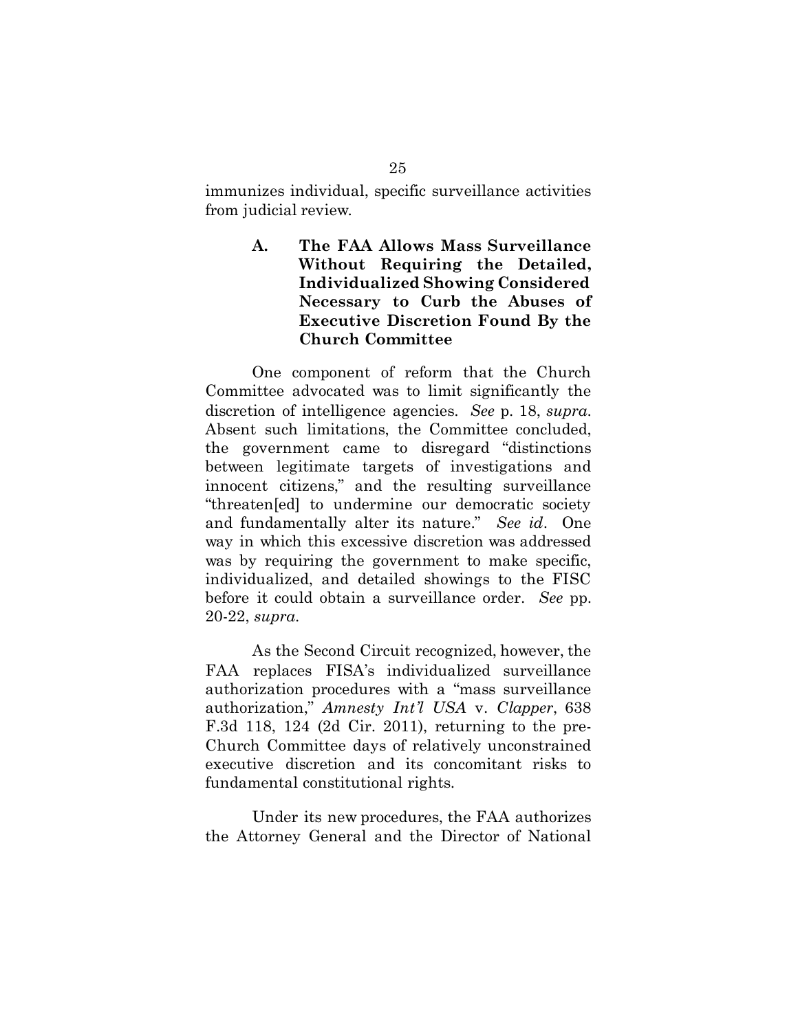immunizes individual, specific surveillance activities from judicial review.

### A. The FAA Allows Mass Surveillance Without Requiring the Detailed, Individualized Showing Considered Necessary to Curb the Abuses of Executive Discretion Found By the Church Committee

One component of reform that the Church Committee advocated was to limit significantly the discretion of intelligence agencies. *See* p. 18, *supra*. Absent such limitations, the Committee concluded, the government came to disregard "distinctions between legitimate targets of investigations and innocent citizens," and the resulting surveillance "threaten[ed] to undermine our democratic society and fundamentally alter its nature." *See id*. One way in which this excessive discretion was addressed was by requiring the government to make specific, individualized, and detailed showings to the FISC before it could obtain a surveillance order. *See* pp. 20-22, *supra*.

As the Second Circuit recognized, however, the FAA replaces FISA's individualized surveillance authorization procedures with a "mass surveillance authorization," *Amnesty Int'l USA* v. *Clapper*, 638 F.3d 118, 124 (2d Cir. 2011), returning to the pre-Church Committee days of relatively unconstrained executive discretion and its concomitant risks to fundamental constitutional rights.

Under its new procedures, the FAA authorizes the Attorney General and the Director of National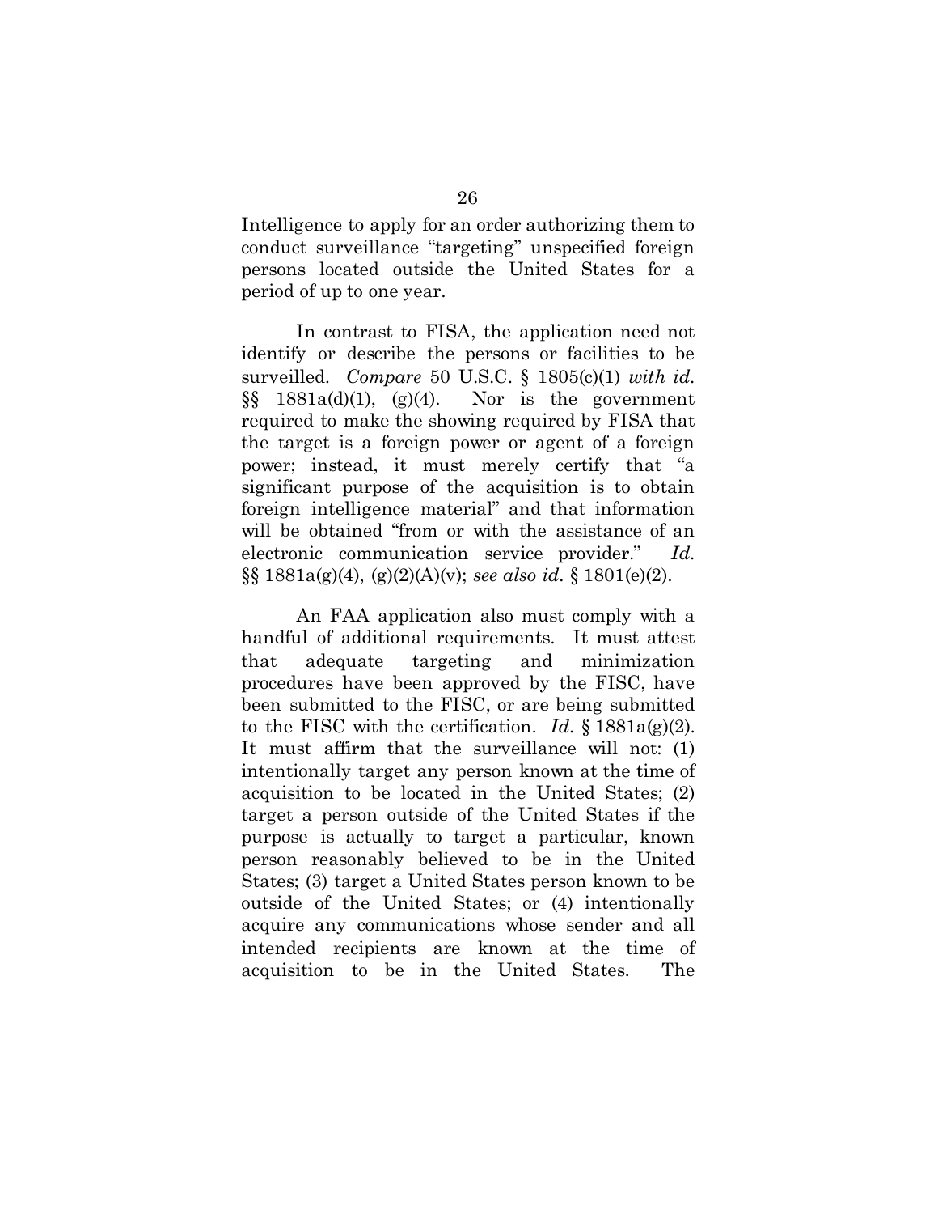Intelligence to apply for an order authorizing them to conduct surveillance "targeting" unspecified foreign persons located outside the United States for a period of up to one year.

In contrast to FISA, the application need not identify or describe the persons or facilities to be surveilled. *Compare* 50 U.S.C. § 1805(c)(1) *with id.* §§ 1881a(d)(1), (g)(4). Nor is the government required to make the showing required by FISA that the target is a foreign power or agent of a foreign power; instead, it must merely certify that "a significant purpose of the acquisition is to obtain foreign intelligence material" and that information will be obtained "from or with the assistance of an electronic communication service provider." *Id.* §§ 1881a(g)(4), (g)(2)(A)(v); *see also id.* § 1801(e)(2).

An FAA application also must comply with a handful of additional requirements. It must attest that adequate targeting and minimization procedures have been approved by the FISC, have been submitted to the FISC, or are being submitted to the FISC with the certification. *Id.* § 1881a(g)(2). It must affirm that the surveillance will not: (1) intentionally target any person known at the time of acquisition to be located in the United States; (2) target a person outside of the United States if the purpose is actually to target a particular, known person reasonably believed to be in the United States; (3) target a United States person known to be outside of the United States; or (4) intentionally acquire any communications whose sender and all intended recipients are known at the time of acquisition to be in the United States. The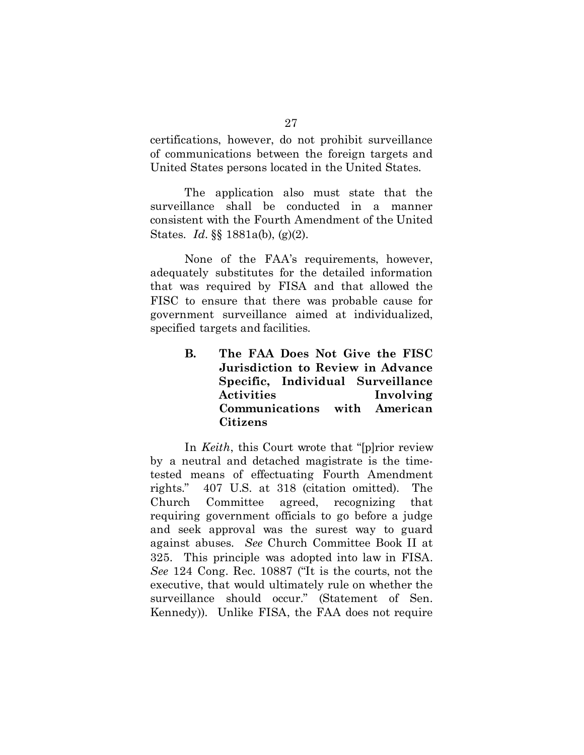certifications, however, do not prohibit surveillance of communications between the foreign targets and United States persons located in the United States.

The application also must state that the surveillance shall be conducted in a manner consistent with the Fourth Amendment of the United States. *Id*. §§ 1881a(b), (g)(2).

None of the FAA's requirements, however, adequately substitutes for the detailed information that was required by FISA and that allowed the FISC to ensure that there was probable cause for government surveillance aimed at individualized, specified targets and facilities.

### B. The FAA Does Not Give the FISC Jurisdiction to Review in Advance Specific, Individual Surveillance Activities Involving Communications with American Citizens

In *Keith*, this Court wrote that "[p]rior review by a neutral and detached magistrate is the time-tested means of effectuating Fourth Amendment rights." 407 U.S. at 318 (citation omitted). The Church Committee agreed, recognizing that requiring government officials to go before a judge and seek approval was the surest way to guard against abuses. *See* Church Committee Book II at 325. This principle was adopted into law in FISA. *See* 124 Cong. Rec. 10887 ("It is the courts, not the executive, that would ultimately rule on whether the surveillance should occur." (Statement of Sen. Kennedy)). Unlike FISA, the FAA does not require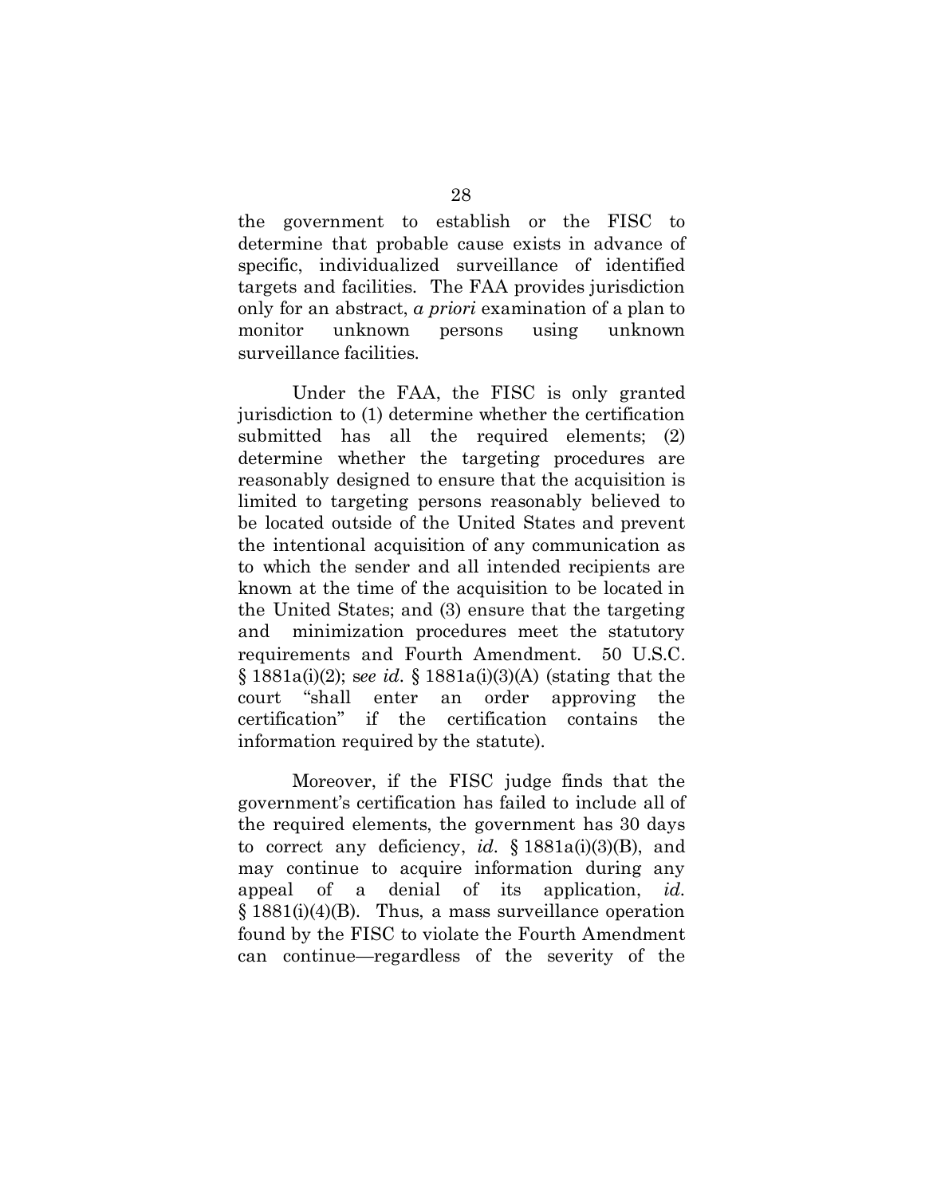the government to establish or the FISC to determine that probable cause exists in advance of specific, individualized surveillance of identified targets and facilities. The FAA provides jurisdiction only for an abstract, *a priori* examination of a plan to monitor unknown persons using unknown surveillance facilities.

Under the FAA, the FISC is only granted jurisdiction to (1) determine whether the certification submitted has all the required elements; (2) determine whether the targeting procedures are reasonably designed to ensure that the acquisition is limited to targeting persons reasonably believed to be located outside of the United States and prevent the intentional acquisition of any communication as to which the sender and all intended recipients are known at the time of the acquisition to be located in the United States; and (3) ensure that the targeting and minimization procedures meet the statutory requirements and Fourth Amendment. 50 U.S.C. § 1881a(i)(2); s*ee id*. § 1881a(i)(3)(A) (stating that the court "shall enter an order approving the certification" if the certification contains the information required by the statute).

Moreover, if the FISC judge finds that the government's certification has failed to include all of the required elements, the government has 30 days to correct any deficiency, *id*. § 1881a(i)(3)(B), and may continue to acquire information during any appeal of a denial of its application, *id*. § 1881(i)(4)(B). Thus, a mass surveillance operation found by the FISC to violate the Fourth Amendment can continue—regardless of the severity of the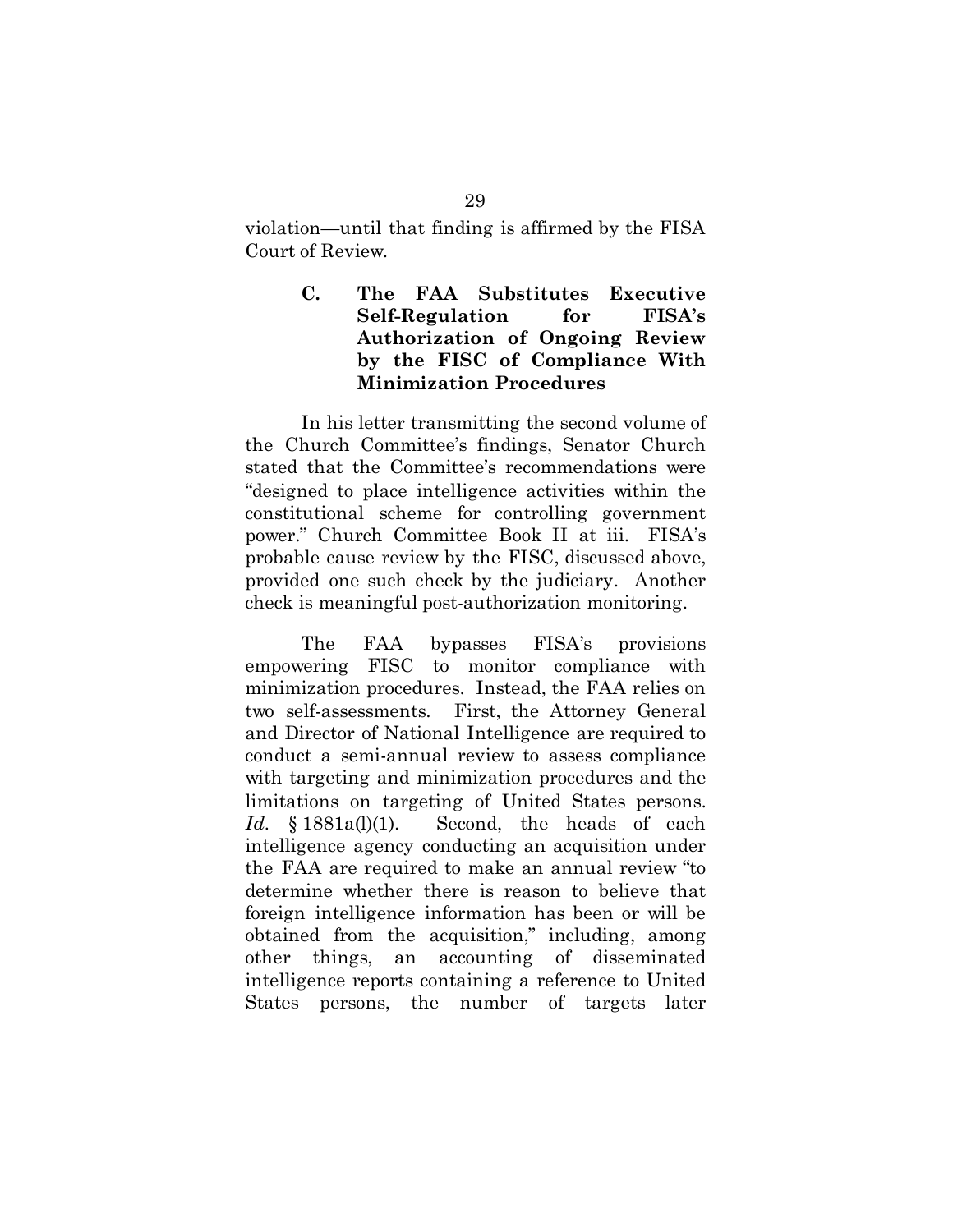violation—until that finding is affirmed by the FISA Court of Review.

### C. The FAA Substitutes Executive Self-Regulation for FISA's Authorization of Ongoing Review by the FISC of Compliance With Minimization Procedures

In his letter transmitting the second volume of the Church Committee's findings, Senator Church stated that the Committee's recommendations were "designed to place intelligence activities within the constitutional scheme for controlling government power." Church Committee Book II at iii. FISA's probable cause review by the FISC, discussed above, provided one such check by the judiciary. Another check is meaningful post-authorization monitoring.

The FAA bypasses FISA's provisions empowering FISC to monitor compliance with minimization procedures. Instead, the FAA relies on two self-assessments. First, the Attorney General and Director of National Intelligence are required to conduct a semi-annual review to assess compliance with targeting and minimization procedures and the limitations on targeting of United States persons. *Id.* § 1881a(l)(1). Second, the heads of each intelligence agency conducting an acquisition under the FAA are required to make an annual review "to determine whether there is reason to believe that foreign intelligence information has been or will be obtained from the acquisition," including, among other things, an accounting of disseminated intelligence reports containing a reference to United States persons, the number of targets later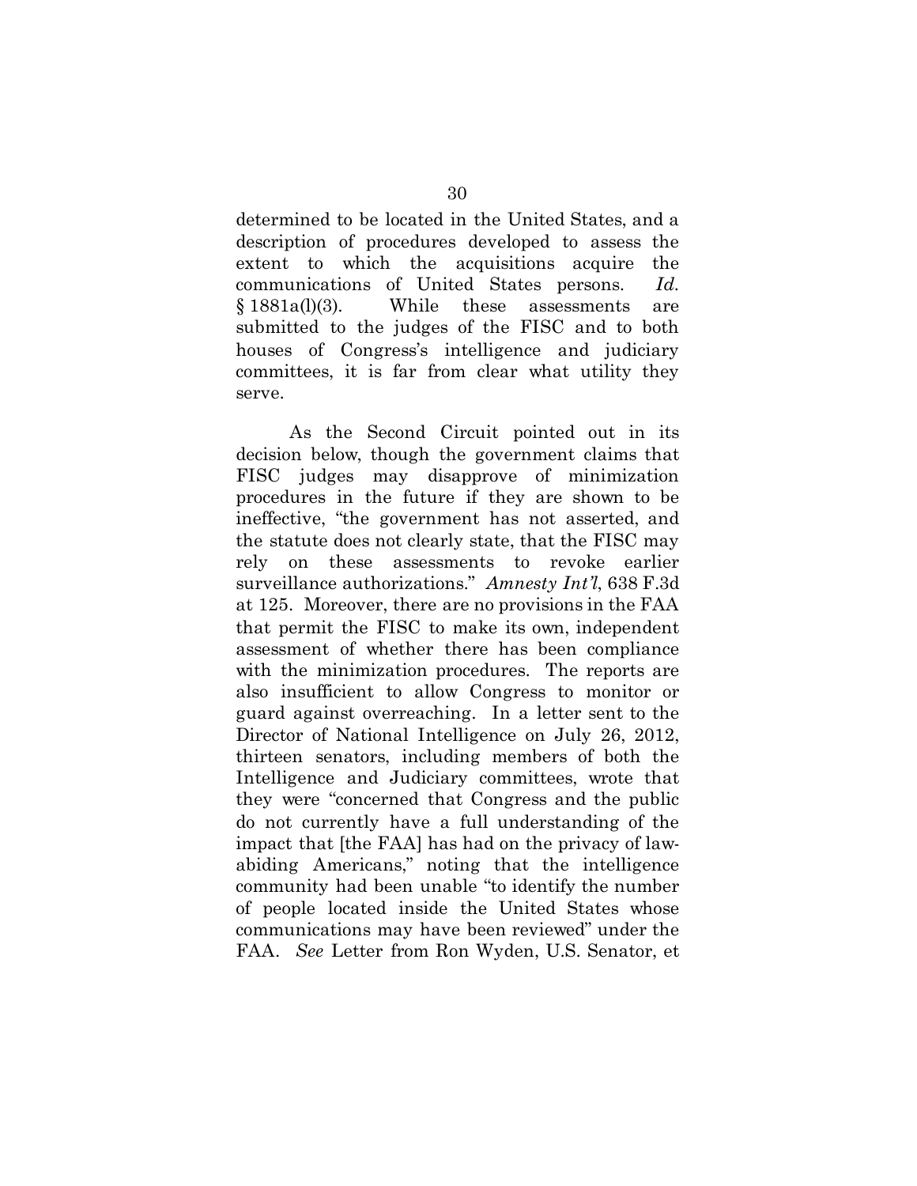determined to be located in the United States, and a description of procedures developed to assess the extent to which the acquisitions acquire the communications of United States persons. *Id.* § 1881a(l)(3). While these assessments are submitted to the judges of the FISC and to both houses of Congress's intelligence and judiciary committees, it is far from clear what utility they serve.

As the Second Circuit pointed out in its decision below, though the government claims that FISC judges may disapprove of minimization procedures in the future if they are shown to be ineffective, "the government has not asserted, and the statute does not clearly state, that the FISC may rely on these assessments to revoke earlier surveillance authorizations." *Amnesty Int'l*, 638 F.3d at 125. Moreover, there are no provisions in the FAA that permit the FISC to make its own, independent assessment of whether there has been compliance with the minimization procedures. The reports are also insufficient to allow Congress to monitor or guard against overreaching. In a letter sent to the Director of National Intelligence on July 26, 2012, thirteen senators, including members of both the Intelligence and Judiciary committees, wrote that they were "concerned that Congress and the public do not currently have a full understanding of the impact that [the FAA] has had on the privacy of law-abiding Americans," noting that the intelligence community had been unable "to identify the number of people located inside the United States whose communications may have been reviewed" under the FAA. *See* Letter from Ron Wyden, U.S. Senator, et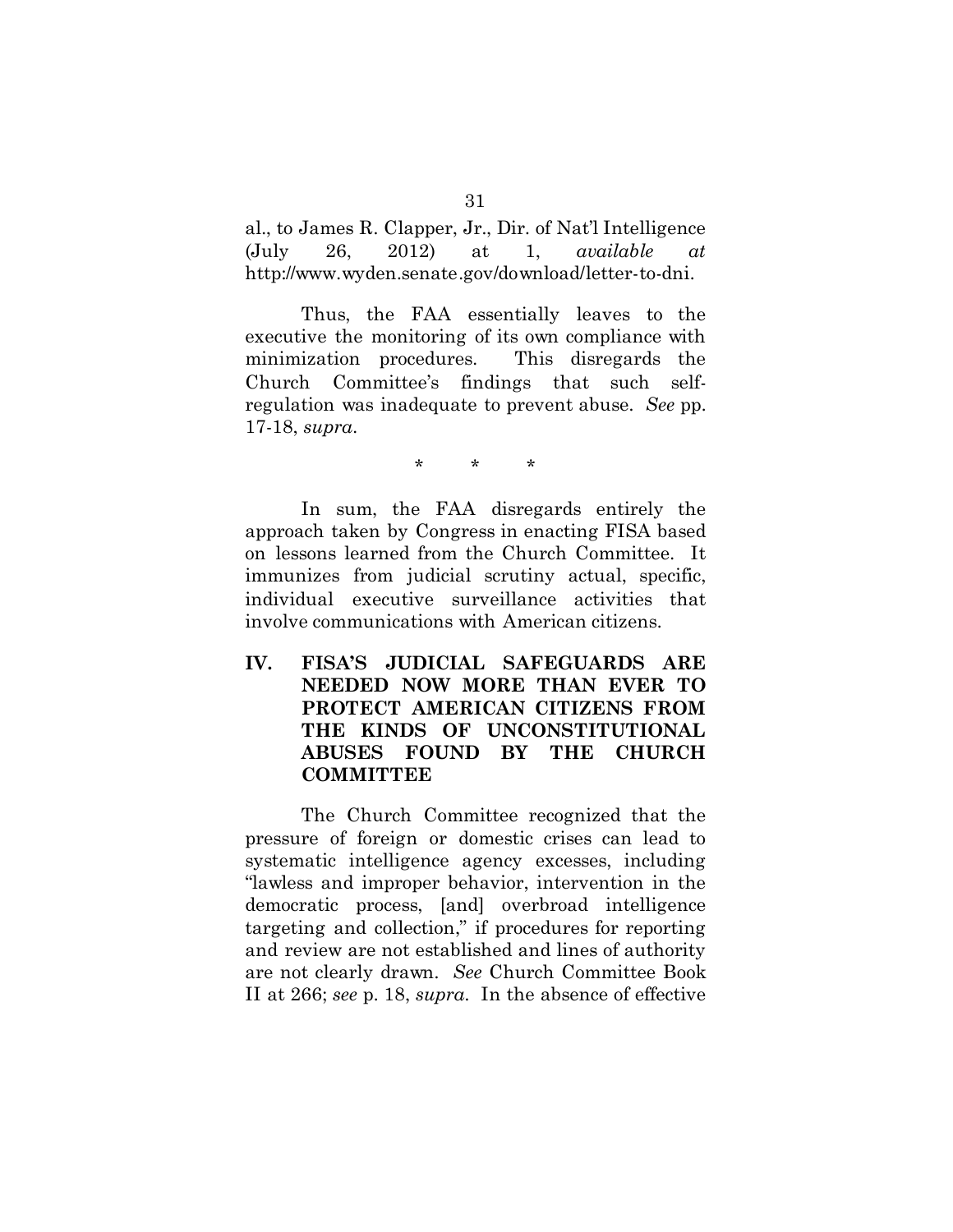al., to James R. Clapper, Jr., Dir. of Nat'l Intelligence (July 26, 2012) at 1, *available at* http://www.wyden.senate.gov/download/letter-to-dni.

Thus, the FAA essentially leaves to the executive the monitoring of its own compliance with minimization procedures. This disregards the Church Committee's findings that such self-regulation was inadequate to prevent abuse. *See* pp. 17-18, *supra*.

\* \* \*

In sum, the FAA disregards entirely the approach taken by Congress in enacting FISA based on lessons learned from the Church Committee. It immunizes from judicial scrutiny actual, specific, individual executive surveillance activities that involve communications with American citizens.

## IV. FISA'S JUDICIAL SAFEGUARDS ARE NEEDED NOW MORE THAN EVER TO PROTECT AMERICAN CITIZENS FROM THE KINDS OF UNCONSTITUTIONAL ABUSES FOUND BY THE CHURCH COMMITTEE

The Church Committee recognized that the pressure of foreign or domestic crises can lead to systematic intelligence agency excesses, including "lawless and improper behavior, intervention in the democratic process, [and] overbroad intelligence targeting and collection," if procedures for reporting and review are not established and lines of authority are not clearly drawn. *See* Church Committee Book II at 266; *see* p. 18, *supra*. In the absence of effective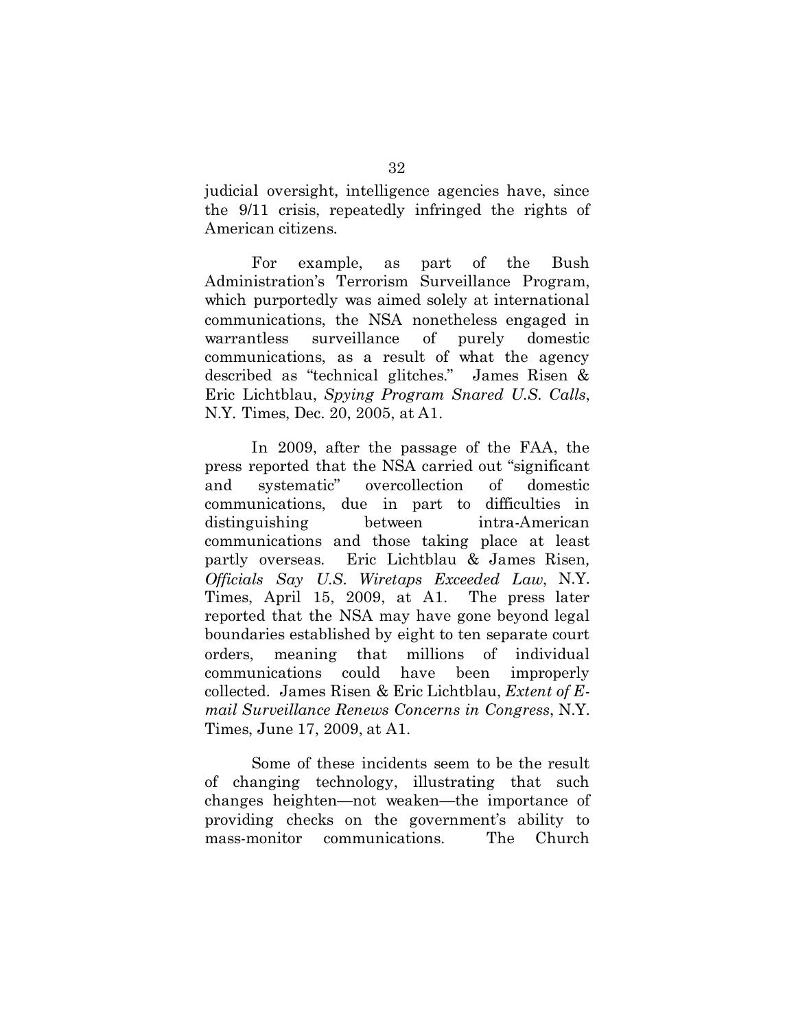judicial oversight, intelligence agencies have, since the 9/11 crisis, repeatedly infringed the rights of American citizens.

For example, as part of the Bush Administration's Terrorism Surveillance Program, which purportedly was aimed solely at international communications, the NSA nonetheless engaged in warrantless surveillance of purely domestic communications, as a result of what the agency described as "technical glitches." James Risen & Eric Lichtblau, *Spying Program Snared U.S. Calls*, N.Y. Times, Dec. 20, 2005, at A1.

In 2009, after the passage of the FAA, the press reported that the NSA carried out "significant and systematic" overcollection of domestic communications, due in part to difficulties in distinguishing between intra-American communications and those taking place at least partly overseas. Eric Lichtblau & James Risen, *Officials Say U.S. Wiretaps Exceeded Law*, N.Y. Times, April 15, 2009, at A1. The press later reported that the NSA may have gone beyond legal boundaries established by eight to ten separate court orders, meaning that millions of individual communications could have been improperly collected. James Risen & Eric Lichtblau, *Extent of E-mail Surveillance Renews Concerns in Congress*, N.Y. Times, June 17, 2009, at A1.

Some of these incidents seem to be the result of changing technology, illustrating that such changes heighten—not weaken—the importance of providing checks on the government's ability to mass-monitor communications. The Church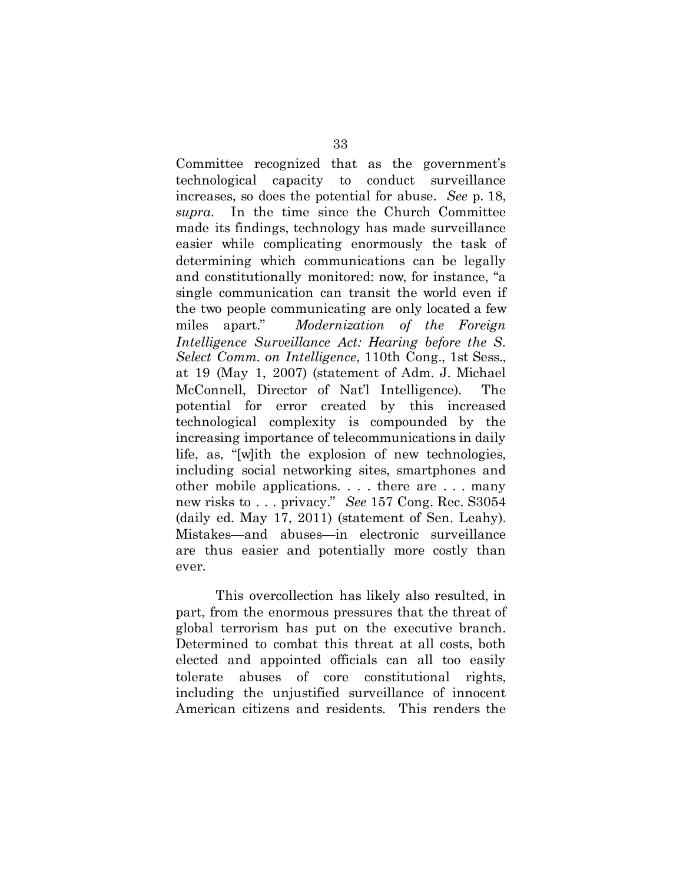Committee recognized that as the government's technological capacity to conduct surveillance increases, so does the potential for abuse. *See* p. 18, *supra*. In the time since the Church Committee made its findings, technology has made surveillance easier while complicating enormously the task of determining which communications can be legally and constitutionally monitored: now, for instance, "a single communication can transit the world even if the two people communicating are only located a few miles apart." *Modernization of the Foreign Intelligence Surveillance Act: Hearing before the S. Select Comm. on Intelligence*, 110th Cong., 1st Sess., at 19 (May 1, 2007) (statement of Adm. J. Michael McConnell, Director of Nat'l Intelligence). The potential for error created by this increased technological complexity is compounded by the increasing importance of telecommunications in daily life, as, "[w]ith the explosion of new technologies, including social networking sites, smartphones and other mobile applications. . . . there are . . . many new risks to . . . privacy." *See* 157 Cong. Rec. S3054 (daily ed. May 17, 2011) (statement of Sen. Leahy). Mistakes—and abuses—in electronic surveillance are thus easier and potentially more costly than ever.

This overcollection has likely also resulted, in part, from the enormous pressures that the threat of global terrorism has put on the executive branch. Determined to combat this threat at all costs, both elected and appointed officials can all too easily tolerate abuses of core constitutional rights, including the unjustified surveillance of innocent American citizens and residents. This renders the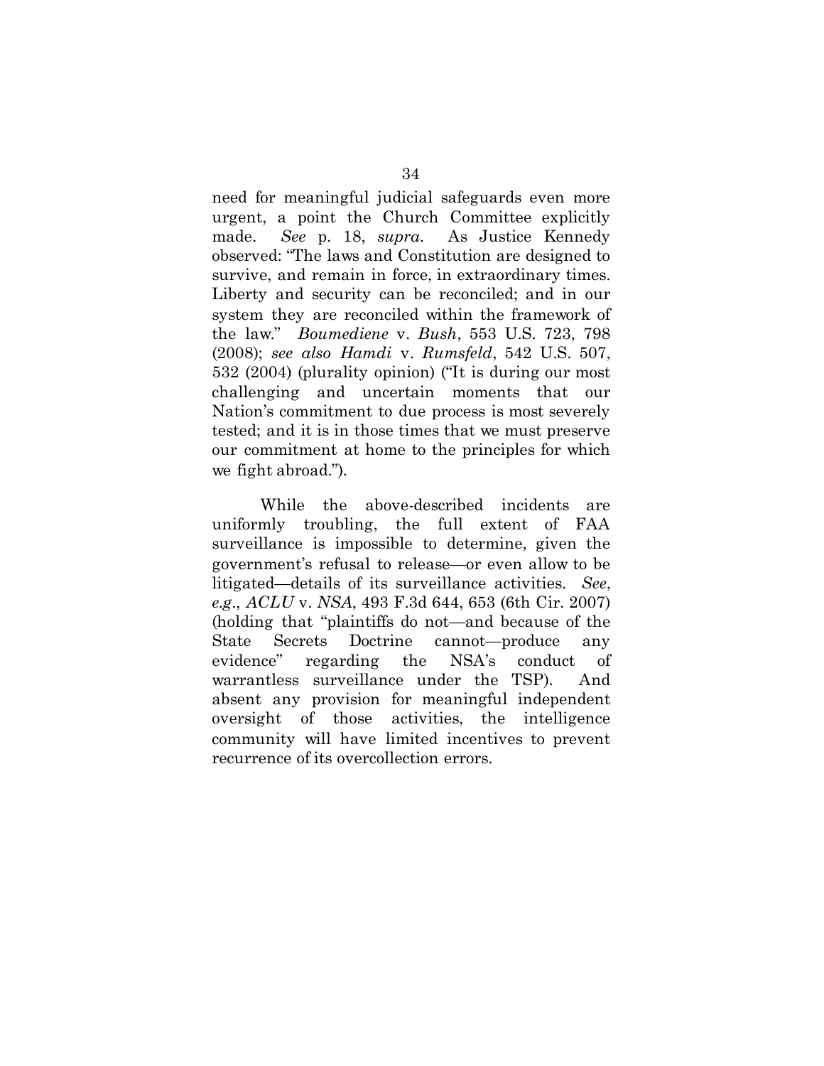need for meaningful judicial safeguards even more urgent, a point the Church Committee explicitly made. *See* p. 18, *supra*. As Justice Kennedy observed: "The laws and Constitution are designed to survive, and remain in force, in extraordinary times. Liberty and security can be reconciled; and in our system they are reconciled within the framework of the law." *Boumediene* v. *Bush*, 553 U.S. 723, 798 (2008); *see also Hamdi* v. *Rumsfeld*, 542 U.S. 507, 532 (2004) (plurality opinion) ("It is during our most challenging and uncertain moments that our Nation's commitment to due process is most severely tested; and it is in those times that we must preserve our commitment at home to the principles for which we fight abroad.").

While the above-described incidents are uniformly troubling, the full extent of FAA surveillance is impossible to determine, given the government's refusal to release—or even allow to be litigated—details of its surveillance activities. *See*, *e.g.*, *ACLU* v. *NSA*, 493 F.3d 644, 653 (6th Cir. 2007) (holding that "plaintiffs do not—and because of the State Secrets Doctrine cannot—produce any evidence" regarding the NSA's conduct of warrantless surveillance under the TSP). And absent any provision for meaningful independent oversight of those activities, the intelligence community will have limited incentives to prevent recurrence of its overcollection errors.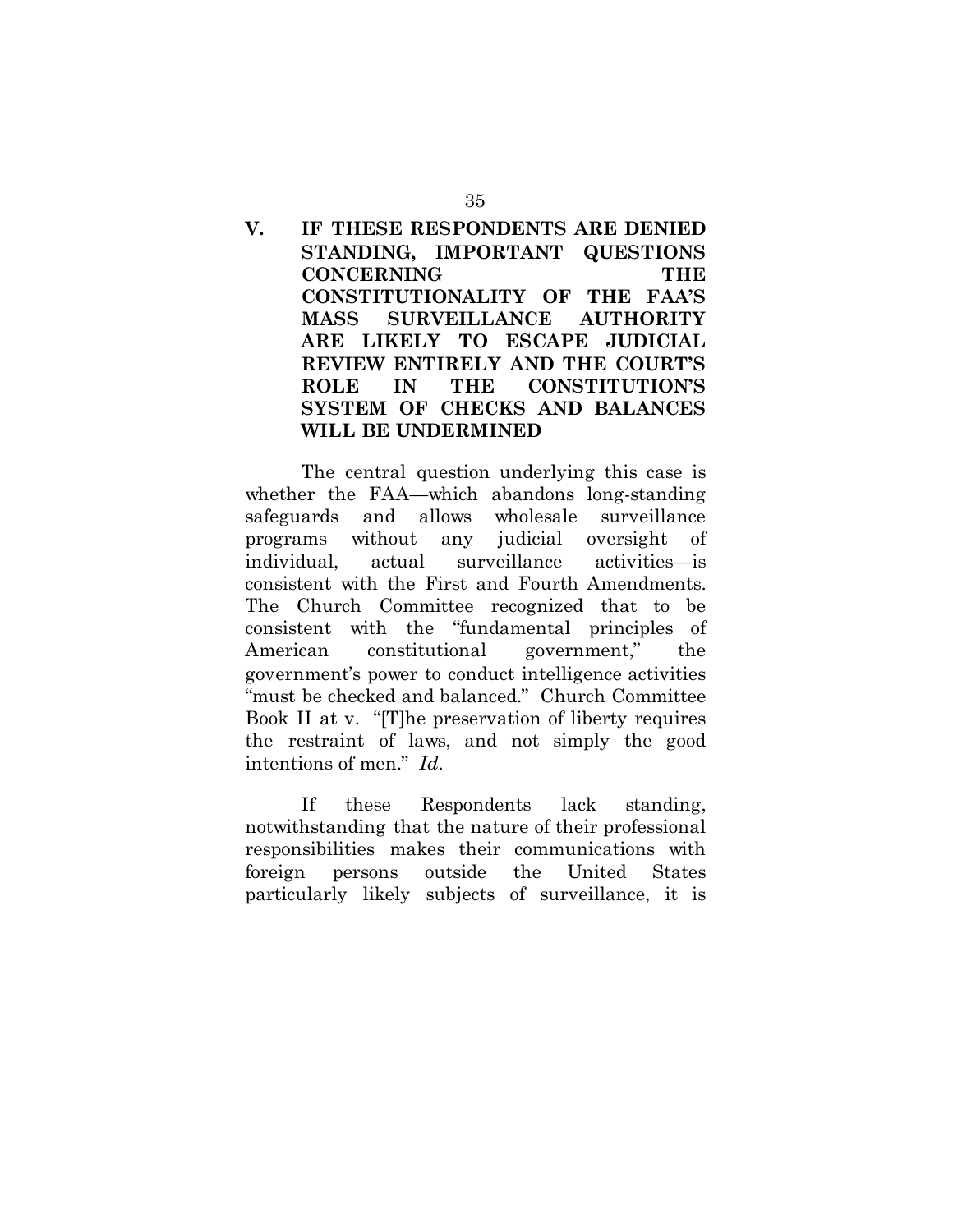## V. IF THESE RESPONDENTS ARE DENIED STANDING, IMPORTANT QUESTIONS CONCERNING THE CONSTITUTIONALITY OF THE FAA'S MASS SURVEILLANCE AUTHORITY ARE LIKELY TO ESCAPE JUDICIAL REVIEW ENTIRELY AND THE COURT'S ROLE IN THE CONSTITUTION'S SYSTEM OF CHECKS AND BALANCES WILL BE UNDERMINED

The central question underlying this case is whether the FAA—which abandons long-standing safeguards and allows wholesale surveillance programs without any judicial oversight of individual, actual surveillance activities—is consistent with the First and Fourth Amendments. The Church Committee recognized that to be consistent with the "fundamental principles of American constitutional government," the government's power to conduct intelligence activities "must be checked and balanced." Church Committee Book II at v. "[T]he preservation of liberty requires the restraint of laws, and not simply the good intentions of men." *Id.*

If these Respondents lack standing, notwithstanding that the nature of their professional responsibilities makes their communications with foreign persons outside the United States particularly likely subjects of surveillance, it is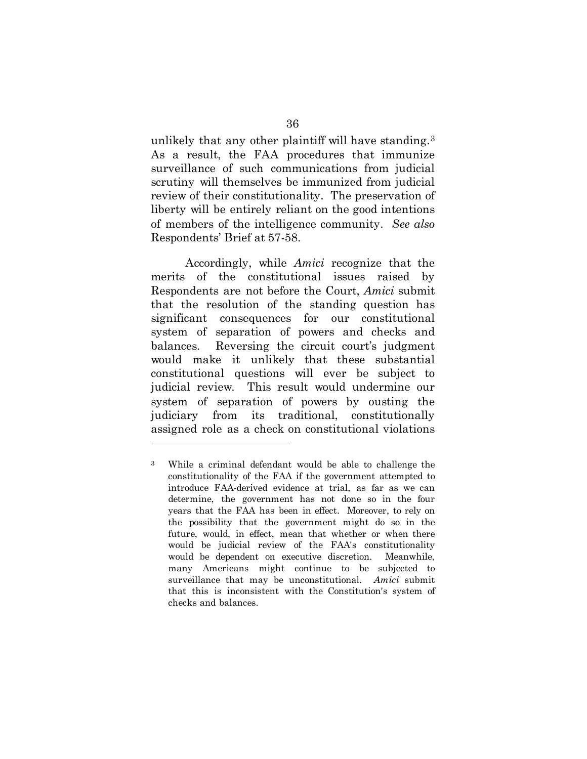unlikely that any other plaintiff will have standing.[3] As a result, the FAA procedures that immunize surveillance of such communications from judicial scrutiny will themselves be immunized from judicial review of their constitutionality. The preservation of liberty will be entirely reliant on the good intentions of members of the intelligence community. *See also* Respondents' Brief at 57-58.

Accordingly, while *Amici* recognize that the merits of the constitutional issues raised by Respondents are not before the Court, *Amici* submit that the resolution of the standing question has significant consequences for our constitutional system of separation of powers and checks and balances. Reversing the circuit court's judgment would make it unlikely that these substantial constitutional questions will ever be subject to judicial review. This result would undermine our system of separation of powers by ousting the judiciary from its traditional, constitutionally assigned role as a check on constitutional violations

---

[3] While a criminal defendant would be able to challenge the constitutionality of the FAA if the government attempted to introduce FAA-derived evidence at trial, as far as we can determine, the government has not done so in the four years that the FAA has been in effect. Moreover, to rely on the possibility that the government might do so in the future, would, in effect, mean that whether or when there would be judicial review of the FAA's constitutionality would be dependent on executive discretion. Meanwhile, many Americans might continue to be subjected to surveillance that may be unconstitutional. *Amici* submit that this is inconsistent with the Constitution's system of checks and balances.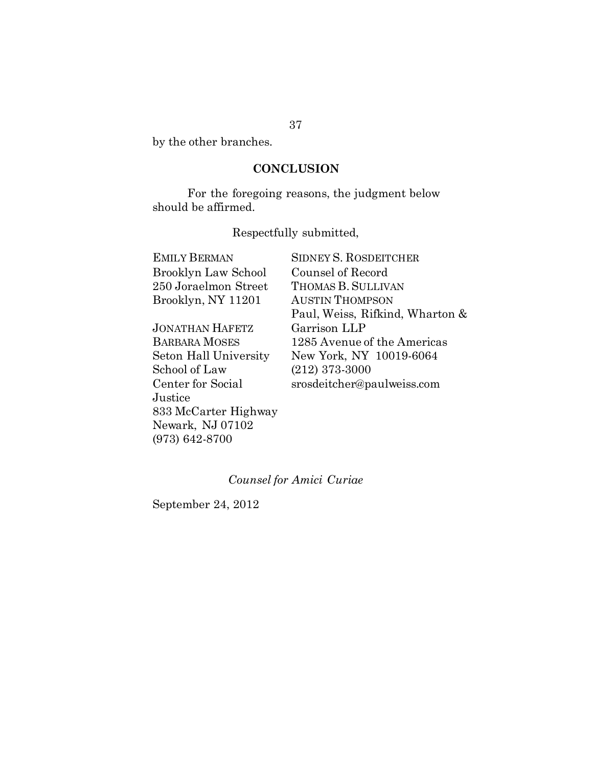by the other branches.

## CONCLUSION

For the foregoing reasons, the judgment below should be affirmed.

Respectfully submitted,

EMILY BERMAN
Brooklyn Law School
250 Joraelmon Street
Brooklyn, NY 11201

JONATHAN HAFETZ
BARBARA MOSES
Seton Hall University
School of Law
Center for Social
Justice
833 McCarter Highway
Newark, NJ 07102
(973) 642-8700

SIDNEY S. ROSDEITCHER
Counsel of Record
THOMAS B. SULLIVAN
AUSTIN THOMPSON
Paul, Weiss, Rifkind, Wharton &
Garrison LLP
1285 Avenue of the Americas
New York, NY 10019-6064
(212) 373-3000
srosdeitcher@paulweiss.com

*Counsel for Amici Curiae*

September 24, 2012